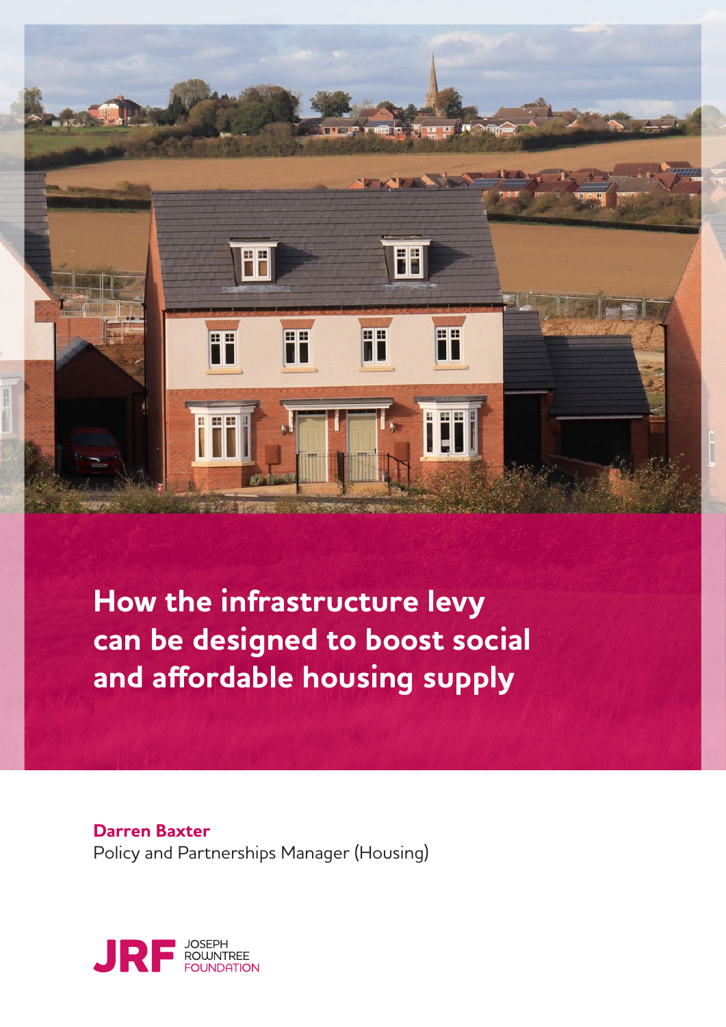# How the infrastructure levy can be designed to boost social and affordable housing supply

**Darren Baxter**
Policy and Partnerships Manager (Housing)

JRF JOSEPH ROWNTREE FOUNDATION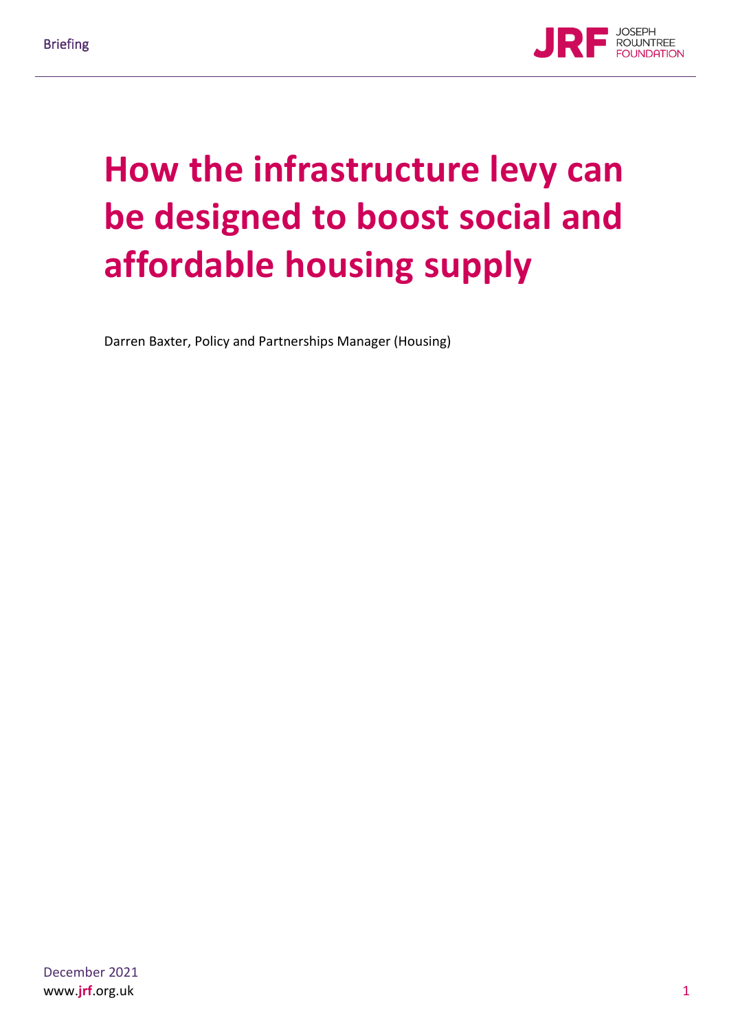# How the infrastructure levy can be designed to boost social and affordable housing supply

Darren Baxter, Policy and Partnerships Manager (Housing)

December 2021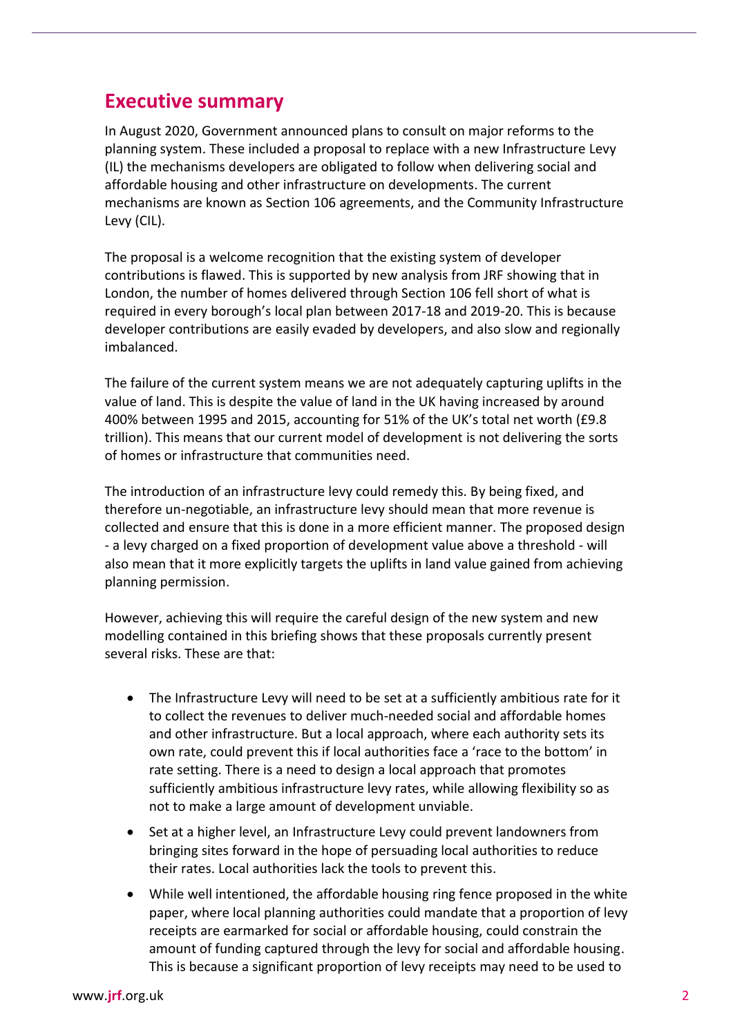## Executive summary

In August 2020, Government announced plans to consult on major reforms to the planning system. These included a proposal to replace with a new Infrastructure Levy (IL) the mechanisms developers are obligated to follow when delivering social and affordable housing and other infrastructure on developments. The current mechanisms are known as Section 106 agreements, and the Community Infrastructure Levy (CIL).

The proposal is a welcome recognition that the existing system of developer contributions is flawed. This is supported by new analysis from JRF showing that in London, the number of homes delivered through Section 106 fell short of what is required in every borough's local plan between 2017-18 and 2019-20. This is because developer contributions are easily evaded by developers, and also slow and regionally imbalanced.

The failure of the current system means we are not adequately capturing uplifts in the value of land. This is despite the value of land in the UK having increased by around 400% between 1995 and 2015, accounting for 51% of the UK's total net worth (£9.8 trillion). This means that our current model of development is not delivering the sorts of homes or infrastructure that communities need.

The introduction of an infrastructure levy could remedy this. By being fixed, and therefore un-negotiable, an infrastructure levy should mean that more revenue is collected and ensure that this is done in a more efficient manner. The proposed design - a levy charged on a fixed proportion of development value above a threshold - will also mean that it more explicitly targets the uplifts in land value gained from achieving planning permission.

However, achieving this will require the careful design of the new system and new modelling contained in this briefing shows that these proposals currently present several risks. These are that:

- The Infrastructure Levy will need to be set at a sufficiently ambitious rate for it to collect the revenues to deliver much-needed social and affordable homes and other infrastructure. But a local approach, where each authority sets its own rate, could prevent this if local authorities face a 'race to the bottom' in rate setting. There is a need to design a local approach that promotes sufficiently ambitious infrastructure levy rates, while allowing flexibility so as not to make a large amount of development unviable.
- Set at a higher level, an Infrastructure Levy could prevent landowners from bringing sites forward in the hope of persuading local authorities to reduce their rates. Local authorities lack the tools to prevent this.
- While well intentioned, the affordable housing ring fence proposed in the white paper, where local planning authorities could mandate that a proportion of levy receipts are earmarked for social or affordable housing, could constrain the amount of funding captured through the levy for social and affordable housing. This is because a significant proportion of levy receipts may need to be used to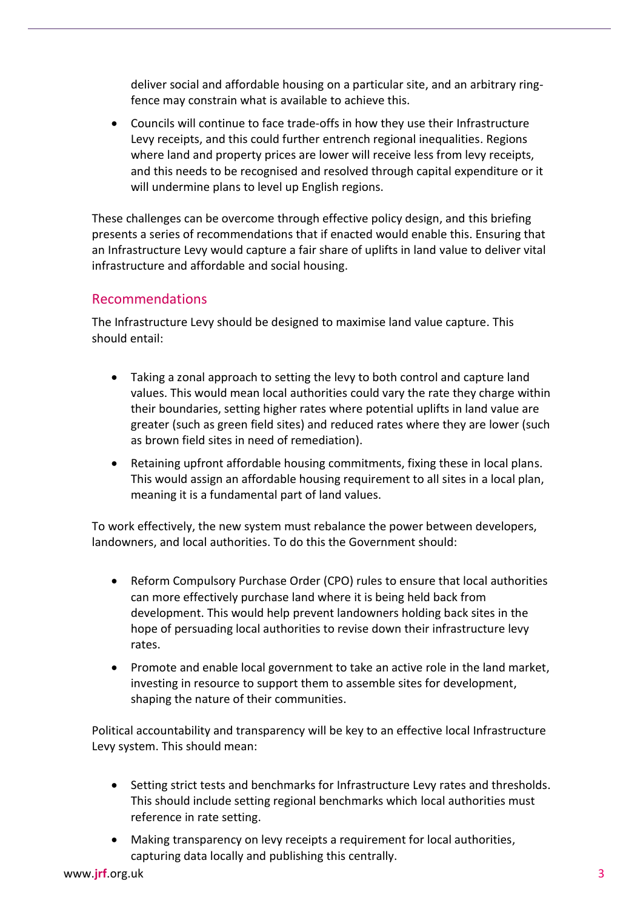deliver social and affordable housing on a particular site, and an arbitrary ring-fence may constrain what is available to achieve this.

- Councils will continue to face trade-offs in how they use their Infrastructure Levy receipts, and this could further entrench regional inequalities. Regions where land and property prices are lower will receive less from levy receipts, and this needs to be recognised and resolved through capital expenditure or it will undermine plans to level up English regions.

These challenges can be overcome through effective policy design, and this briefing presents a series of recommendations that if enacted would enable this. Ensuring that an Infrastructure Levy would capture a fair share of uplifts in land value to deliver vital infrastructure and affordable and social housing.

## Recommendations

The Infrastructure Levy should be designed to maximise land value capture. This should entail:

- Taking a zonal approach to setting the levy to both control and capture land values. This would mean local authorities could vary the rate they charge within their boundaries, setting higher rates where potential uplifts in land value are greater (such as green field sites) and reduced rates where they are lower (such as brown field sites in need of remediation).
- Retaining upfront affordable housing commitments, fixing these in local plans. This would assign an affordable housing requirement to all sites in a local plan, meaning it is a fundamental part of land values.

To work effectively, the new system must rebalance the power between developers, landowners, and local authorities. To do this the Government should:

- Reform Compulsory Purchase Order (CPO) rules to ensure that local authorities can more effectively purchase land where it is being held back from development. This would help prevent landowners holding back sites in the hope of persuading local authorities to revise down their infrastructure levy rates.
- Promote and enable local government to take an active role in the land market, investing in resource to support them to assemble sites for development, shaping the nature of their communities.

Political accountability and transparency will be key to an effective local Infrastructure Levy system. This should mean:

- Setting strict tests and benchmarks for Infrastructure Levy rates and thresholds. This should include setting regional benchmarks which local authorities must reference in rate setting.
- Making transparency on levy receipts a requirement for local authorities, capturing data locally and publishing this centrally.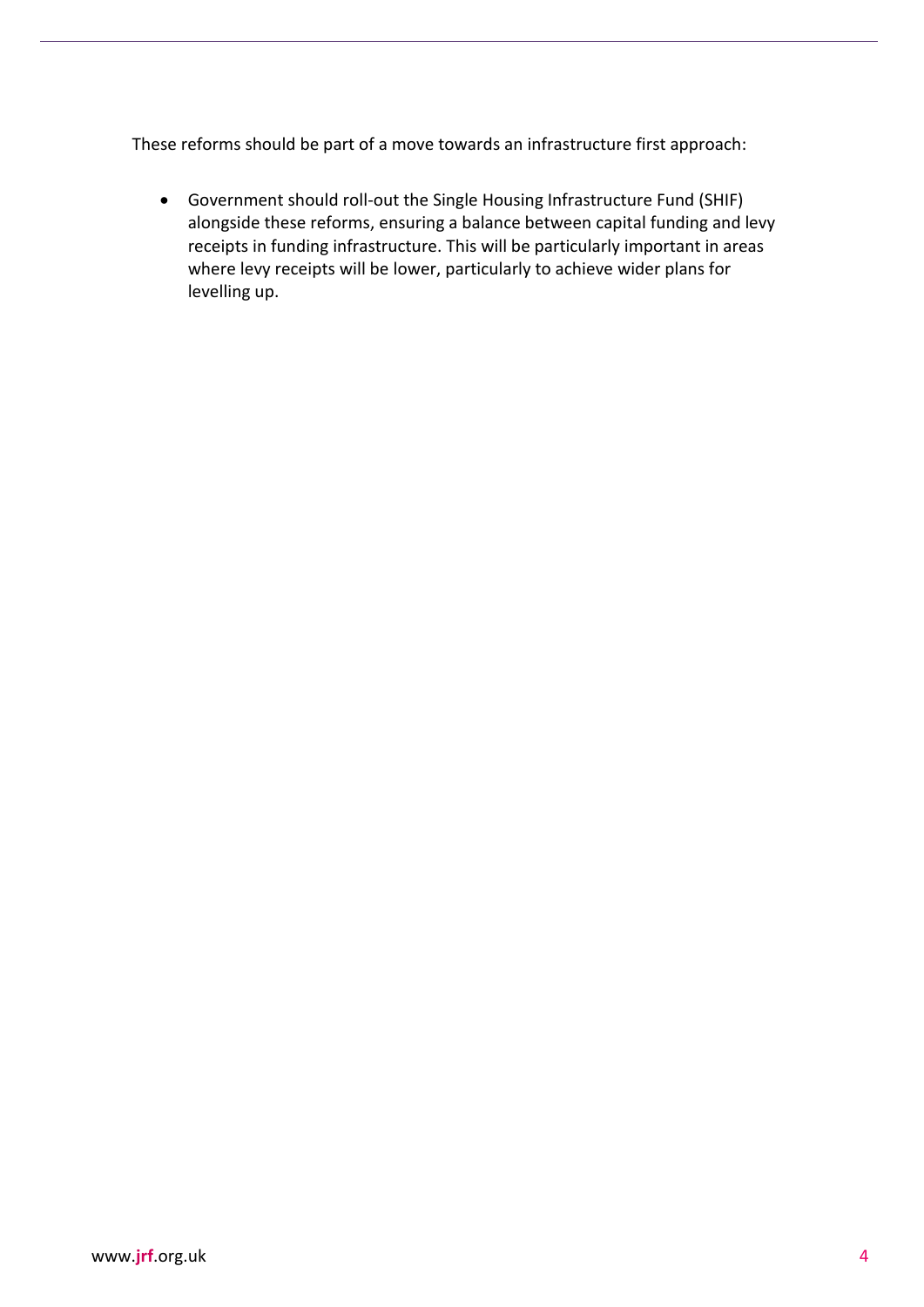These reforms should be part of a move towards an infrastructure first approach:

- Government should roll-out the Single Housing Infrastructure Fund (SHIF) alongside these reforms, ensuring a balance between capital funding and levy receipts in funding infrastructure. This will be particularly important in areas where levy receipts will be lower, particularly to achieve wider plans for levelling up.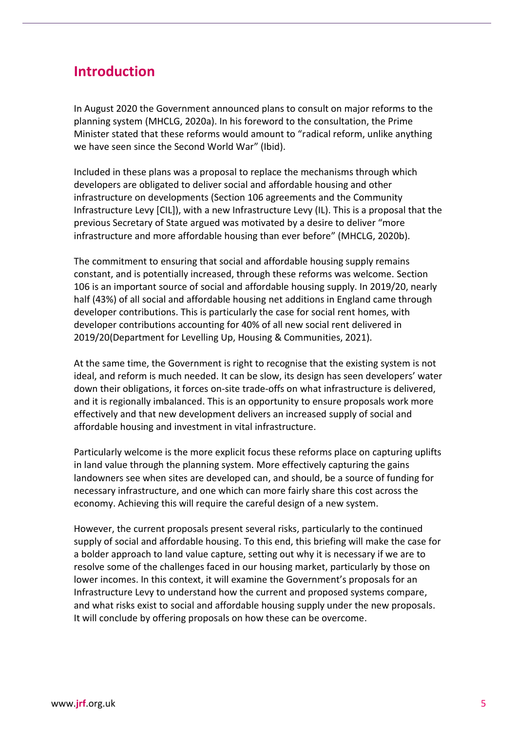## Introduction

In August 2020 the Government announced plans to consult on major reforms to the planning system (MHCLG, 2020a). In his foreword to the consultation, the Prime Minister stated that these reforms would amount to "radical reform, unlike anything we have seen since the Second World War" (Ibid).

Included in these plans was a proposal to replace the mechanisms through which developers are obligated to deliver social and affordable housing and other infrastructure on developments (Section 106 agreements and the Community Infrastructure Levy [CIL]), with a new Infrastructure Levy (IL). This is a proposal that the previous Secretary of State argued was motivated by a desire to deliver "more infrastructure and more affordable housing than ever before" (MHCLG, 2020b).

The commitment to ensuring that social and affordable housing supply remains constant, and is potentially increased, through these reforms was welcome. Section 106 is an important source of social and affordable housing supply. In 2019/20, nearly half (43%) of all social and affordable housing net additions in England came through developer contributions. This is particularly the case for social rent homes, with developer contributions accounting for 40% of all new social rent delivered in 2019/20(Department for Levelling Up, Housing & Communities, 2021).

At the same time, the Government is right to recognise that the existing system is not ideal, and reform is much needed. It can be slow, its design has seen developers' water down their obligations, it forces on-site trade-offs on what infrastructure is delivered, and it is regionally imbalanced. This is an opportunity to ensure proposals work more effectively and that new development delivers an increased supply of social and affordable housing and investment in vital infrastructure.

Particularly welcome is the more explicit focus these reforms place on capturing uplifts in land value through the planning system. More effectively capturing the gains landowners see when sites are developed can, and should, be a source of funding for necessary infrastructure, and one which can more fairly share this cost across the economy. Achieving this will require the careful design of a new system.

However, the current proposals present several risks, particularly to the continued supply of social and affordable housing. To this end, this briefing will make the case for a bolder approach to land value capture, setting out why it is necessary if we are to resolve some of the challenges faced in our housing market, particularly by those on lower incomes. In this context, it will examine the Government's proposals for an Infrastructure Levy to understand how the current and proposed systems compare, and what risks exist to social and affordable housing supply under the new proposals. It will conclude by offering proposals on how these can be overcome.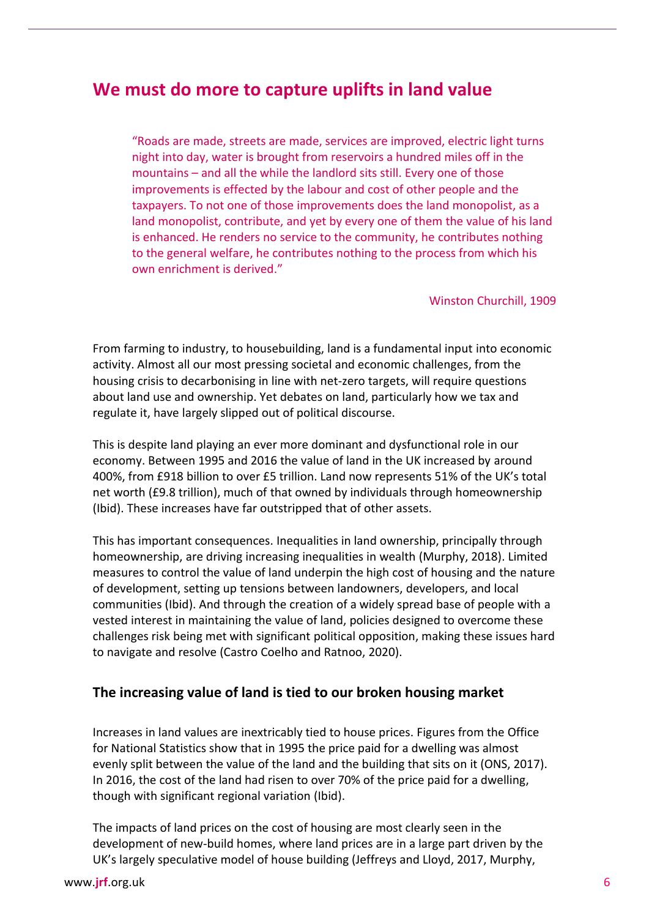## We must do more to capture uplifts in land value

> "Roads are made, streets are made, services are improved, electric light turns night into day, water is brought from reservoirs a hundred miles off in the mountains – and all the while the landlord sits still. Every one of those improvements is effected by the labour and cost of other people and the taxpayers. To not one of those improvements does the land monopolist, as a land monopolist, contribute, and yet by every one of them the value of his land is enhanced. He renders no service to the community, he contributes nothing to the general welfare, he contributes nothing to the process from which his own enrichment is derived."
>
> Winston Churchill, 1909

From farming to industry, to housebuilding, land is a fundamental input into economic activity. Almost all our most pressing societal and economic challenges, from the housing crisis to decarbonising in line with net-zero targets, will require questions about land use and ownership. Yet debates on land, particularly how we tax and regulate it, have largely slipped out of political discourse.

This is despite land playing an ever more dominant and dysfunctional role in our economy. Between 1995 and 2016 the value of land in the UK increased by around 400%, from £918 billion to over £5 trillion. Land now represents 51% of the UK's total net worth (£9.8 trillion), much of that owned by individuals through homeownership (Ibid). These increases have far outstripped that of other assets.

This has important consequences. Inequalities in land ownership, principally through homeownership, are driving increasing inequalities in wealth (Murphy, 2018). Limited measures to control the value of land underpin the high cost of housing and the nature of development, setting up tensions between landowners, developers, and local communities (Ibid). And through the creation of a widely spread base of people with a vested interest in maintaining the value of land, policies designed to overcome these challenges risk being met with significant political opposition, making these issues hard to navigate and resolve (Castro Coelho and Ratnoo, 2020).

### The increasing value of land is tied to our broken housing market

Increases in land values are inextricably tied to house prices. Figures from the Office for National Statistics show that in 1995 the price paid for a dwelling was almost evenly split between the value of the land and the building that sits on it (ONS, 2017). In 2016, the cost of the land had risen to over 70% of the price paid for a dwelling, though with significant regional variation (Ibid).

The impacts of land prices on the cost of housing are most clearly seen in the development of new-build homes, where land prices are in a large part driven by the UK's largely speculative model of house building (Jeffreys and Lloyd, 2017, Murphy,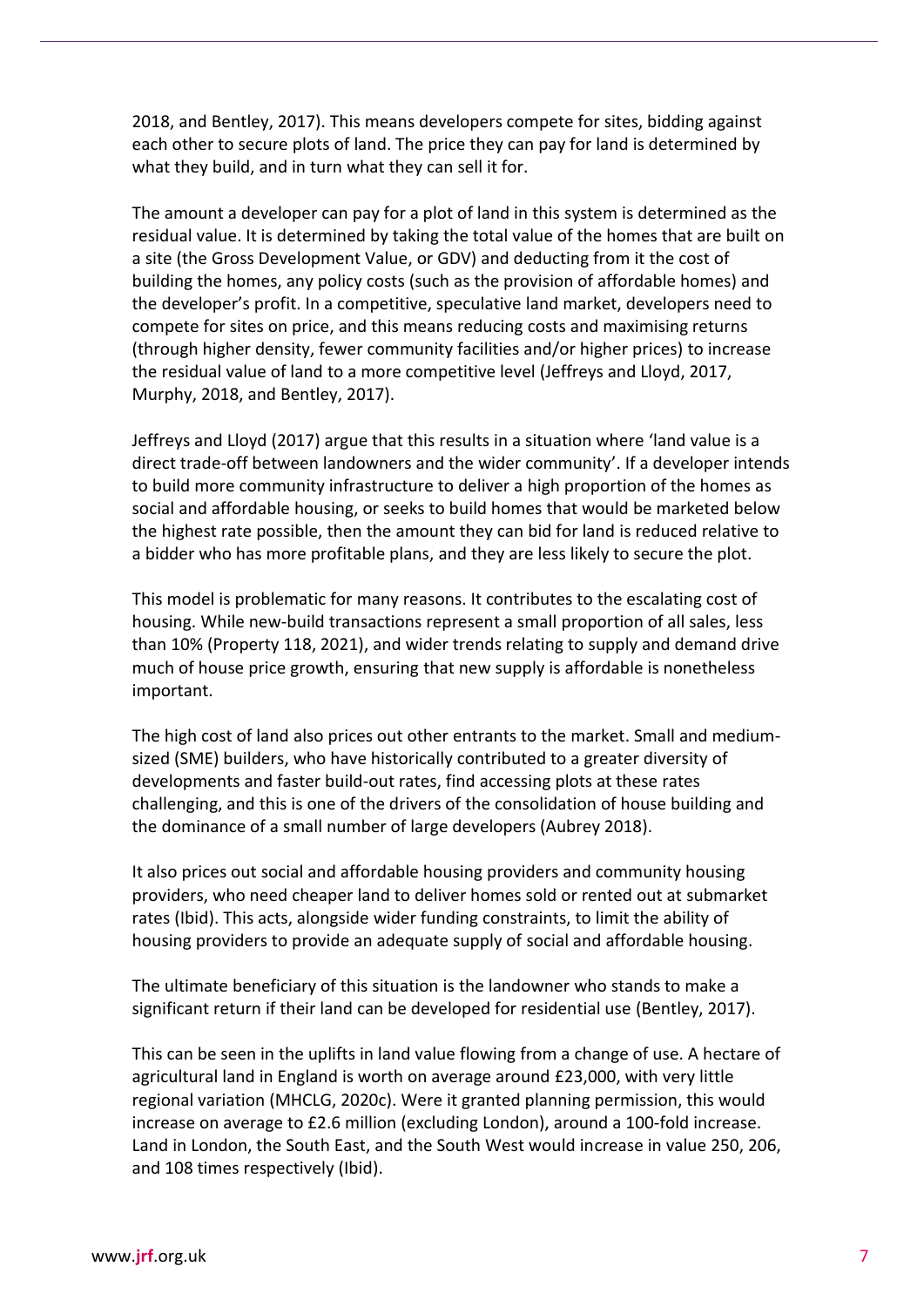2018, and Bentley, 2017). This means developers compete for sites, bidding against each other to secure plots of land. The price they can pay for land is determined by what they build, and in turn what they can sell it for.

The amount a developer can pay for a plot of land in this system is determined as the residual value. It is determined by taking the total value of the homes that are built on a site (the Gross Development Value, or GDV) and deducting from it the cost of building the homes, any policy costs (such as the provision of affordable homes) and the developer's profit. In a competitive, speculative land market, developers need to compete for sites on price, and this means reducing costs and maximising returns (through higher density, fewer community facilities and/or higher prices) to increase the residual value of land to a more competitive level (Jeffreys and Lloyd, 2017, Murphy, 2018, and Bentley, 2017).

Jeffreys and Lloyd (2017) argue that this results in a situation where 'land value is a direct trade-off between landowners and the wider community'. If a developer intends to build more community infrastructure to deliver a high proportion of the homes as social and affordable housing, or seeks to build homes that would be marketed below the highest rate possible, then the amount they can bid for land is reduced relative to a bidder who has more profitable plans, and they are less likely to secure the plot.

This model is problematic for many reasons. It contributes to the escalating cost of housing. While new-build transactions represent a small proportion of all sales, less than 10% (Property 118, 2021), and wider trends relating to supply and demand drive much of house price growth, ensuring that new supply is affordable is nonetheless important.

The high cost of land also prices out other entrants to the market. Small and medium-sized (SME) builders, who have historically contributed to a greater diversity of developments and faster build-out rates, find accessing plots at these rates challenging, and this is one of the drivers of the consolidation of house building and the dominance of a small number of large developers (Aubrey 2018).

It also prices out social and affordable housing providers and community housing providers, who need cheaper land to deliver homes sold or rented out at submarket rates (Ibid). This acts, alongside wider funding constraints, to limit the ability of housing providers to provide an adequate supply of social and affordable housing.

The ultimate beneficiary of this situation is the landowner who stands to make a significant return if their land can be developed for residential use (Bentley, 2017).

This can be seen in the uplifts in land value flowing from a change of use. A hectare of agricultural land in England is worth on average around £23,000, with very little regional variation (MHCLG, 2020c). Were it granted planning permission, this would increase on average to £2.6 million (excluding London), around a 100-fold increase. Land in London, the South East, and the South West would increase in value 250, 206, and 108 times respectively (Ibid).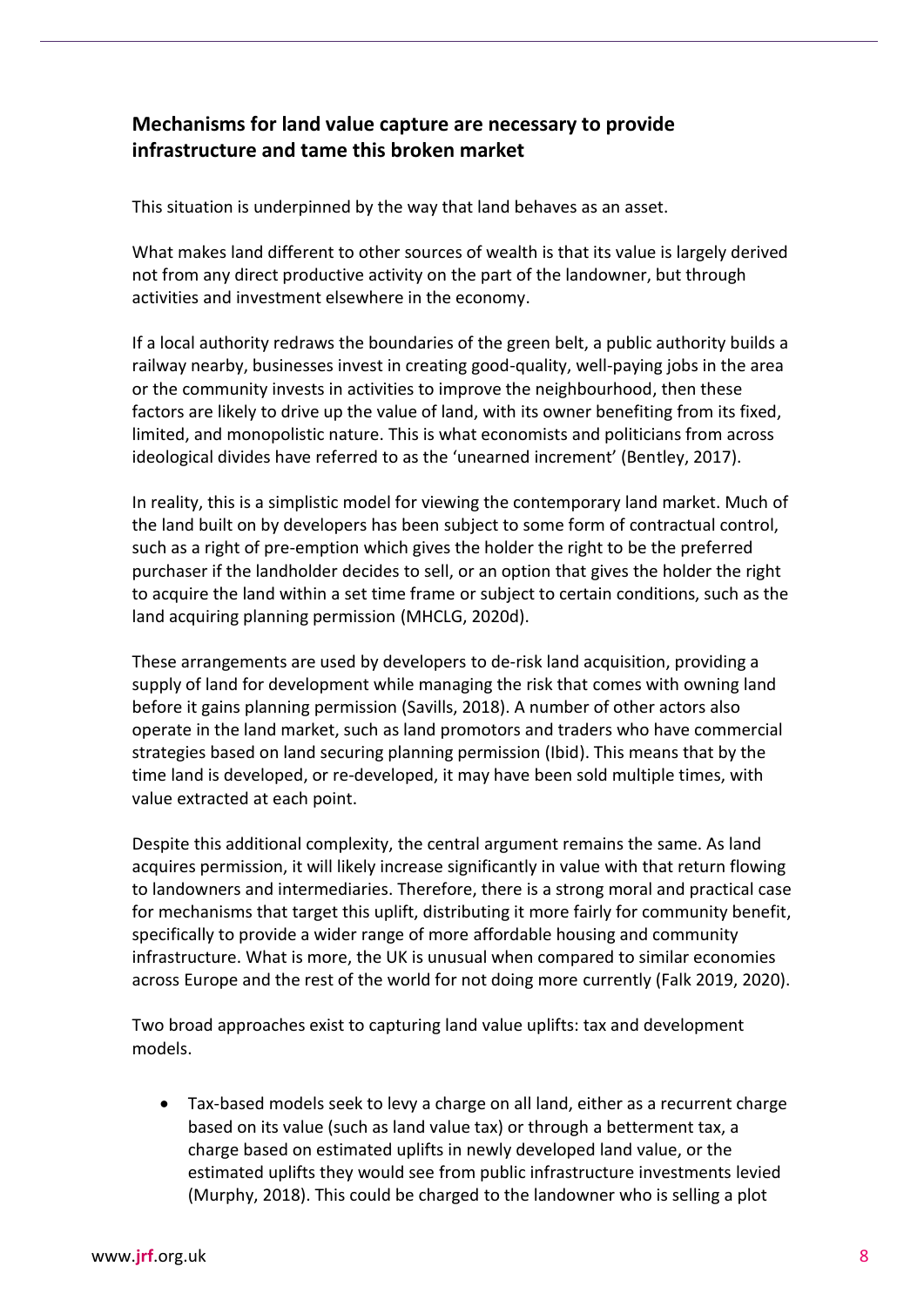## Mechanisms for land value capture are necessary to provide infrastructure and tame this broken market

This situation is underpinned by the way that land behaves as an asset.

What makes land different to other sources of wealth is that its value is largely derived not from any direct productive activity on the part of the landowner, but through activities and investment elsewhere in the economy.

If a local authority redraws the boundaries of the green belt, a public authority builds a railway nearby, businesses invest in creating good-quality, well-paying jobs in the area or the community invests in activities to improve the neighbourhood, then these factors are likely to drive up the value of land, with its owner benefiting from its fixed, limited, and monopolistic nature. This is what economists and politicians from across ideological divides have referred to as the 'unearned increment' (Bentley, 2017).

In reality, this is a simplistic model for viewing the contemporary land market. Much of the land built on by developers has been subject to some form of contractual control, such as a right of pre-emption which gives the holder the right to be the preferred purchaser if the landholder decides to sell, or an option that gives the holder the right to acquire the land within a set time frame or subject to certain conditions, such as the land acquiring planning permission (MHCLG, 2020d).

These arrangements are used by developers to de-risk land acquisition, providing a supply of land for development while managing the risk that comes with owning land before it gains planning permission (Savills, 2018). A number of other actors also operate in the land market, such as land promotors and traders who have commercial strategies based on land securing planning permission (Ibid). This means that by the time land is developed, or re-developed, it may have been sold multiple times, with value extracted at each point.

Despite this additional complexity, the central argument remains the same. As land acquires permission, it will likely increase significantly in value with that return flowing to landowners and intermediaries. Therefore, there is a strong moral and practical case for mechanisms that target this uplift, distributing it more fairly for community benefit, specifically to provide a wider range of more affordable housing and community infrastructure. What is more, the UK is unusual when compared to similar economies across Europe and the rest of the world for not doing more currently (Falk 2019, 2020).

Two broad approaches exist to capturing land value uplifts: tax and development models.

- Tax-based models seek to levy a charge on all land, either as a recurrent charge based on its value (such as land value tax) or through a betterment tax, a charge based on estimated uplifts in newly developed land value, or the estimated uplifts they would see from public infrastructure investments levied (Murphy, 2018). This could be charged to the landowner who is selling a plot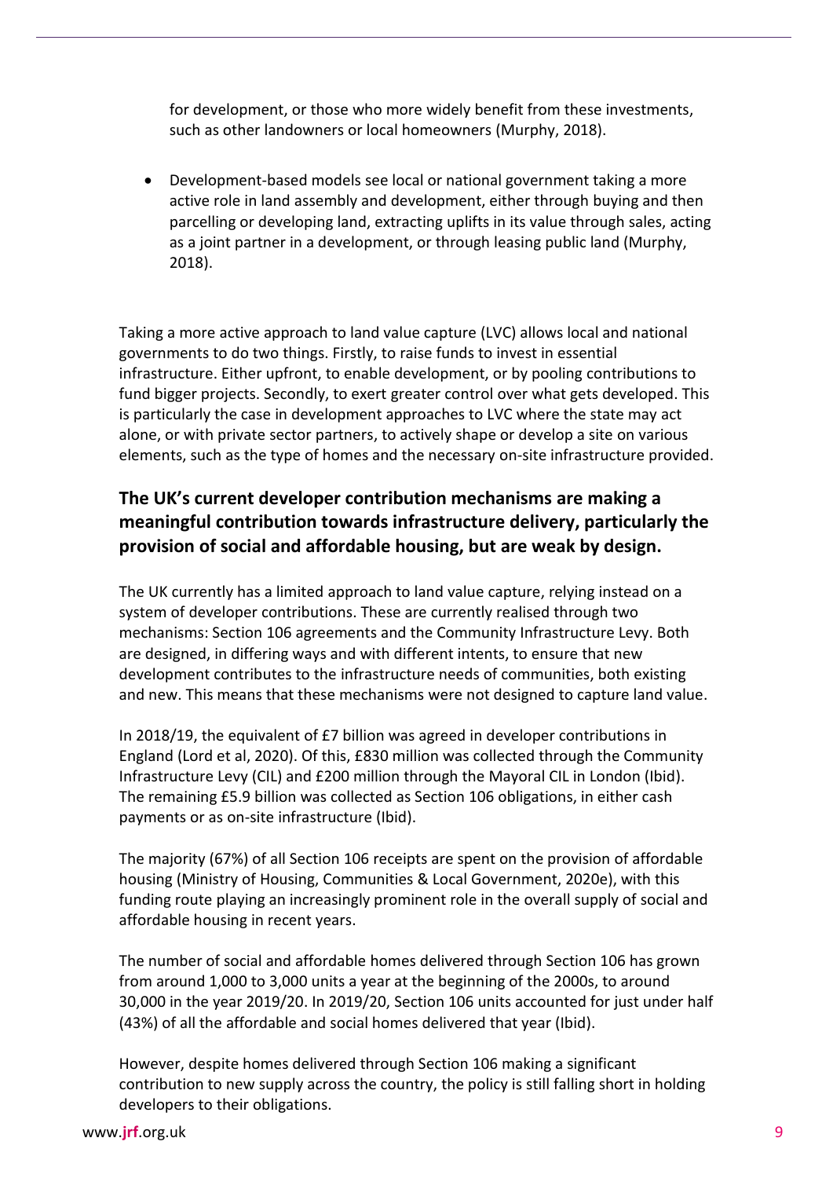for development, or those who more widely benefit from these investments, such as other landowners or local homeowners (Murphy, 2018).

- Development-based models see local or national government taking a more active role in land assembly and development, either through buying and then parcelling or developing land, extracting uplifts in its value through sales, acting as a joint partner in a development, or through leasing public land (Murphy, 2018).

Taking a more active approach to land value capture (LVC) allows local and national governments to do two things. Firstly, to raise funds to invest in essential infrastructure. Either upfront, to enable development, or by pooling contributions to fund bigger projects. Secondly, to exert greater control over what gets developed. This is particularly the case in development approaches to LVC where the state may act alone, or with private sector partners, to actively shape or develop a site on various elements, such as the type of homes and the necessary on-site infrastructure provided.

## The UK's current developer contribution mechanisms are making a meaningful contribution towards infrastructure delivery, particularly the provision of social and affordable housing, but are weak by design.

The UK currently has a limited approach to land value capture, relying instead on a system of developer contributions. These are currently realised through two mechanisms: Section 106 agreements and the Community Infrastructure Levy. Both are designed, in differing ways and with different intents, to ensure that new development contributes to the infrastructure needs of communities, both existing and new. This means that these mechanisms were not designed to capture land value.

In 2018/19, the equivalent of £7 billion was agreed in developer contributions in England (Lord et al, 2020). Of this, £830 million was collected through the Community Infrastructure Levy (CIL) and £200 million through the Mayoral CIL in London (Ibid). The remaining £5.9 billion was collected as Section 106 obligations, in either cash payments or as on-site infrastructure (Ibid).

The majority (67%) of all Section 106 receipts are spent on the provision of affordable housing (Ministry of Housing, Communities & Local Government, 2020e), with this funding route playing an increasingly prominent role in the overall supply of social and affordable housing in recent years.

The number of social and affordable homes delivered through Section 106 has grown from around 1,000 to 3,000 units a year at the beginning of the 2000s, to around 30,000 in the year 2019/20. In 2019/20, Section 106 units accounted for just under half (43%) of all the affordable and social homes delivered that year (Ibid).

However, despite homes delivered through Section 106 making a significant contribution to new supply across the country, the policy is still falling short in holding developers to their obligations.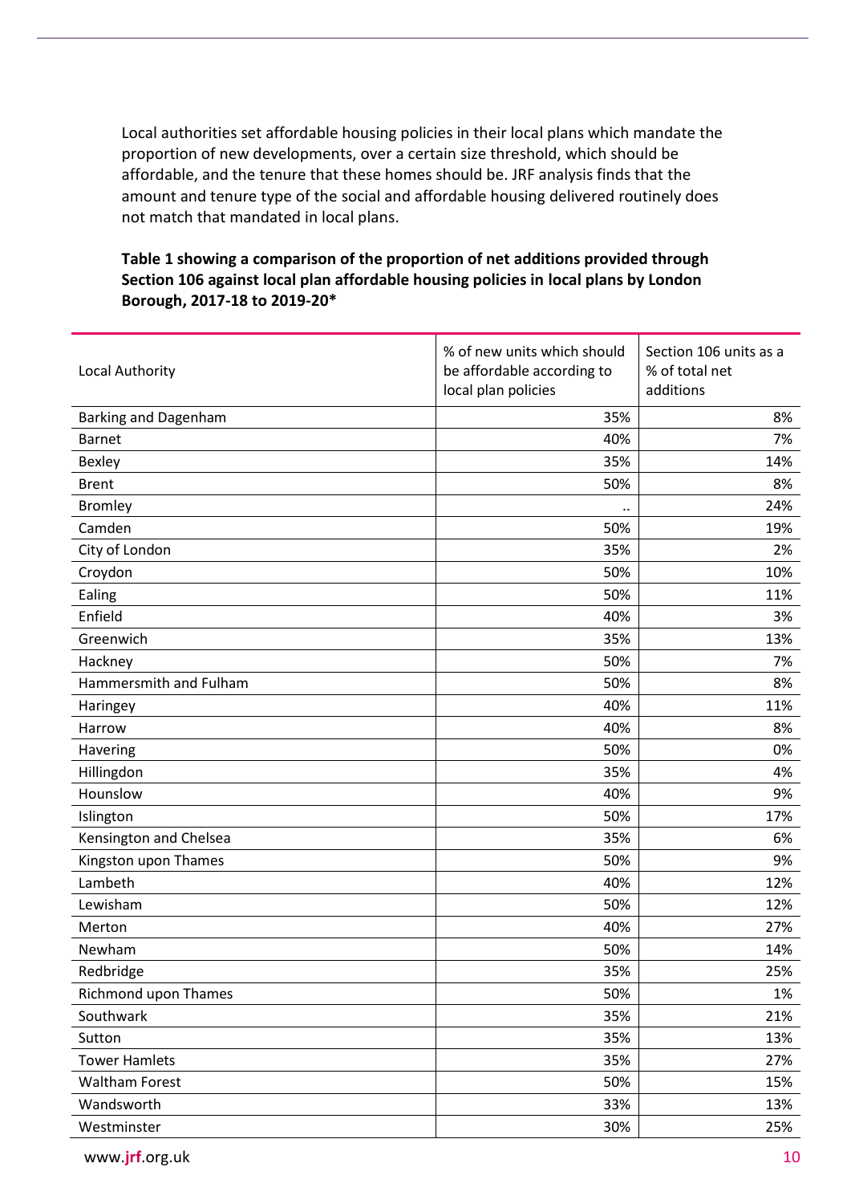Local authorities set affordable housing policies in their local plans which mandate the proportion of new developments, over a certain size threshold, which should be affordable, and the tenure that these homes should be. JRF analysis finds that the amount and tenure type of the social and affordable housing delivered routinely does not match that mandated in local plans.

**Table 1 showing a comparison of the proportion of net additions provided through Section 106 against local plan affordable housing policies in local plans by London Borough, 2017-18 to 2019-20***

| Local Authority | % of new units which should be affordable according to local plan policies | Section 106 units as a % of total net additions |
|---|---:|---:|
| Barking and Dagenham | 35% | 8% |
| Barnet | 40% | 7% |
| Bexley | 35% | 14% |
| Brent | 50% | 8% |
| Bromley | .. | 24% |
| Camden | 50% | 19% |
| City of London | 35% | 2% |
| Croydon | 50% | 10% |
| Ealing | 50% | 11% |
| Enfield | 40% | 3% |
| Greenwich | 35% | 13% |
| Hackney | 50% | 7% |
| Hammersmith and Fulham | 50% | 8% |
| Haringey | 40% | 11% |
| Harrow | 40% | 8% |
| Havering | 50% | 0% |
| Hillingdon | 35% | 4% |
| Hounslow | 40% | 9% |
| Islington | 50% | 17% |
| Kensington and Chelsea | 35% | 6% |
| Kingston upon Thames | 50% | 9% |
| Lambeth | 40% | 12% |
| Lewisham | 50% | 12% |
| Merton | 40% | 27% |
| Newham | 50% | 14% |
| Redbridge | 35% | 25% |
| Richmond upon Thames | 50% | 1% |
| Southwark | 35% | 21% |
| Sutton | 35% | 13% |
| Tower Hamlets | 35% | 27% |
| Waltham Forest | 50% | 15% |
| Wandsworth | 33% | 13% |
| Westminster | 30% | 25% |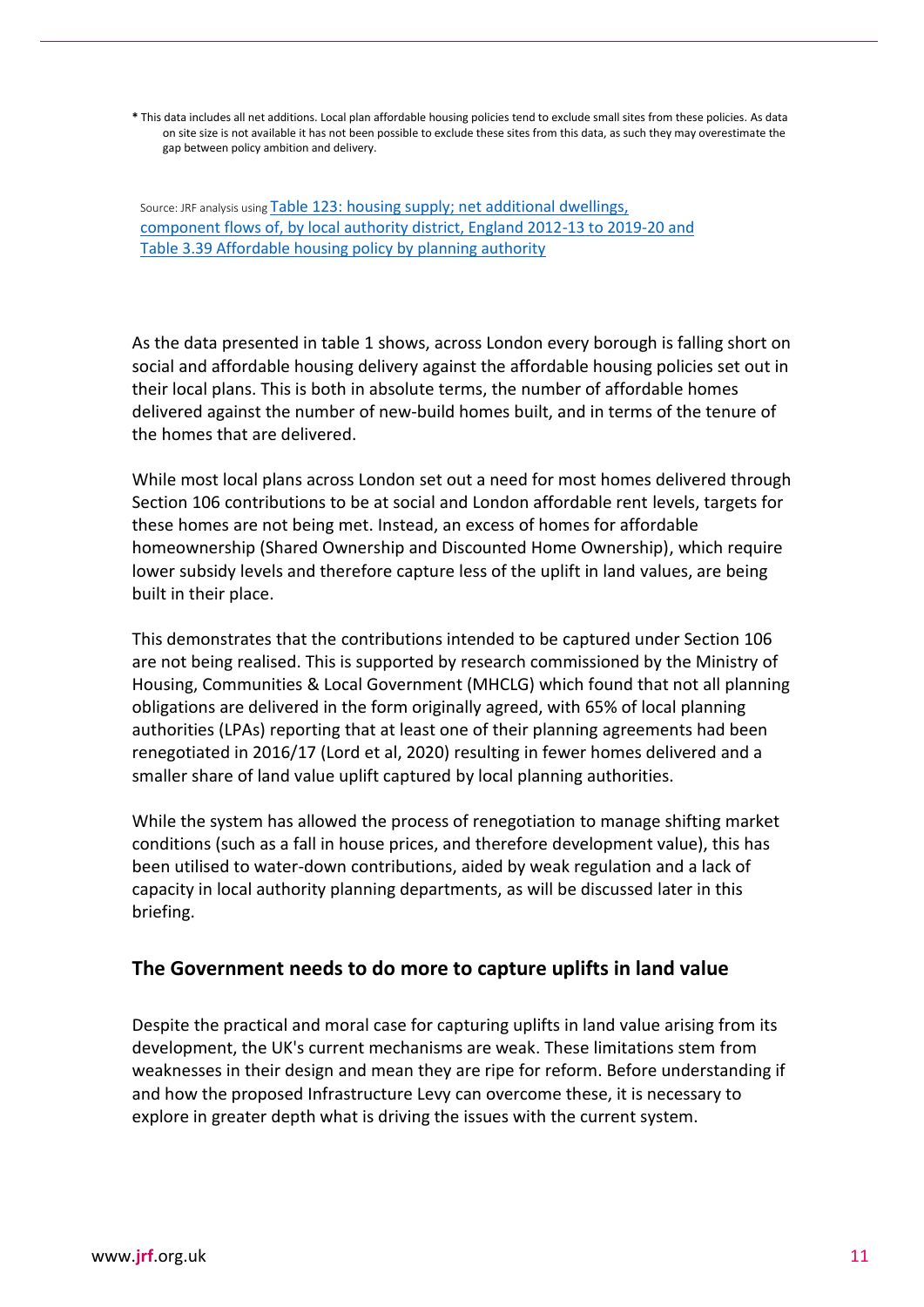* This data includes all net additions. Local plan affordable housing policies tend to exclude small sites from these policies. As data on site size is not available it has not been possible to exclude these sites from this data, as such they may overestimate the gap between policy ambition and delivery.

Source: JRF analysis using [Table 123: housing supply; net additional dwellings, component flows of, by local authority district, England 2012-13 to 2019-20 and Table 3.39 Affordable housing policy by planning authority]

As the data presented in table 1 shows, across London every borough is falling short on social and affordable housing delivery against the affordable housing policies set out in their local plans. This is both in absolute terms, the number of affordable homes delivered against the number of new-build homes built, and in terms of the tenure of the homes that are delivered.

While most local plans across London set out a need for most homes delivered through Section 106 contributions to be at social and London affordable rent levels, targets for these homes are not being met. Instead, an excess of homes for affordable homeownership (Shared Ownership and Discounted Home Ownership), which require lower subsidy levels and therefore capture less of the uplift in land values, are being built in their place.

This demonstrates that the contributions intended to be captured under Section 106 are not being realised. This is supported by research commissioned by the Ministry of Housing, Communities & Local Government (MHCLG) which found that not all planning obligations are delivered in the form originally agreed, with 65% of local planning authorities (LPAs) reporting that at least one of their planning agreements had been renegotiated in 2016/17 (Lord et al, 2020) resulting in fewer homes delivered and a smaller share of land value uplift captured by local planning authorities.

While the system has allowed the process of renegotiation to manage shifting market conditions (such as a fall in house prices, and therefore development value), this has been utilised to water-down contributions, aided by weak regulation and a lack of capacity in local authority planning departments, as will be discussed later in this briefing.

## The Government needs to do more to capture uplifts in land value

Despite the practical and moral case for capturing uplifts in land value arising from its development, the UK's current mechanisms are weak. These limitations stem from weaknesses in their design and mean they are ripe for reform. Before understanding if and how the proposed Infrastructure Levy can overcome these, it is necessary to explore in greater depth what is driving the issues with the current system.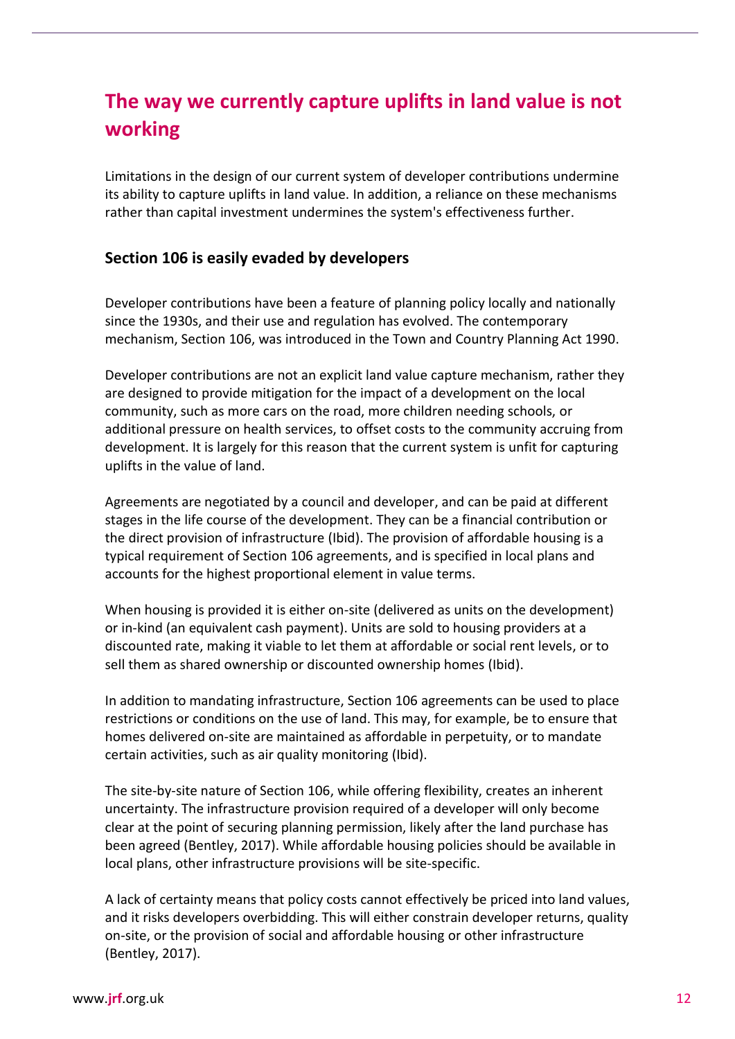## The way we currently capture uplifts in land value is not working

Limitations in the design of our current system of developer contributions undermine its ability to capture uplifts in land value. In addition, a reliance on these mechanisms rather than capital investment undermines the system's effectiveness further.

### Section 106 is easily evaded by developers

Developer contributions have been a feature of planning policy locally and nationally since the 1930s, and their use and regulation has evolved. The contemporary mechanism, Section 106, was introduced in the Town and Country Planning Act 1990.

Developer contributions are not an explicit land value capture mechanism, rather they are designed to provide mitigation for the impact of a development on the local community, such as more cars on the road, more children needing schools, or additional pressure on health services, to offset costs to the community accruing from development. It is largely for this reason that the current system is unfit for capturing uplifts in the value of land.

Agreements are negotiated by a council and developer, and can be paid at different stages in the life course of the development. They can be a financial contribution or the direct provision of infrastructure (Ibid). The provision of affordable housing is a typical requirement of Section 106 agreements, and is specified in local plans and accounts for the highest proportional element in value terms.

When housing is provided it is either on-site (delivered as units on the development) or in-kind (an equivalent cash payment). Units are sold to housing providers at a discounted rate, making it viable to let them at affordable or social rent levels, or to sell them as shared ownership or discounted ownership homes (Ibid).

In addition to mandating infrastructure, Section 106 agreements can be used to place restrictions or conditions on the use of land. This may, for example, be to ensure that homes delivered on-site are maintained as affordable in perpetuity, or to mandate certain activities, such as air quality monitoring (Ibid).

The site-by-site nature of Section 106, while offering flexibility, creates an inherent uncertainty. The infrastructure provision required of a developer will only become clear at the point of securing planning permission, likely after the land purchase has been agreed (Bentley, 2017). While affordable housing policies should be available in local plans, other infrastructure provisions will be site-specific.

A lack of certainty means that policy costs cannot effectively be priced into land values, and it risks developers overbidding. This will either constrain developer returns, quality on-site, or the provision of social and affordable housing or other infrastructure (Bentley, 2017).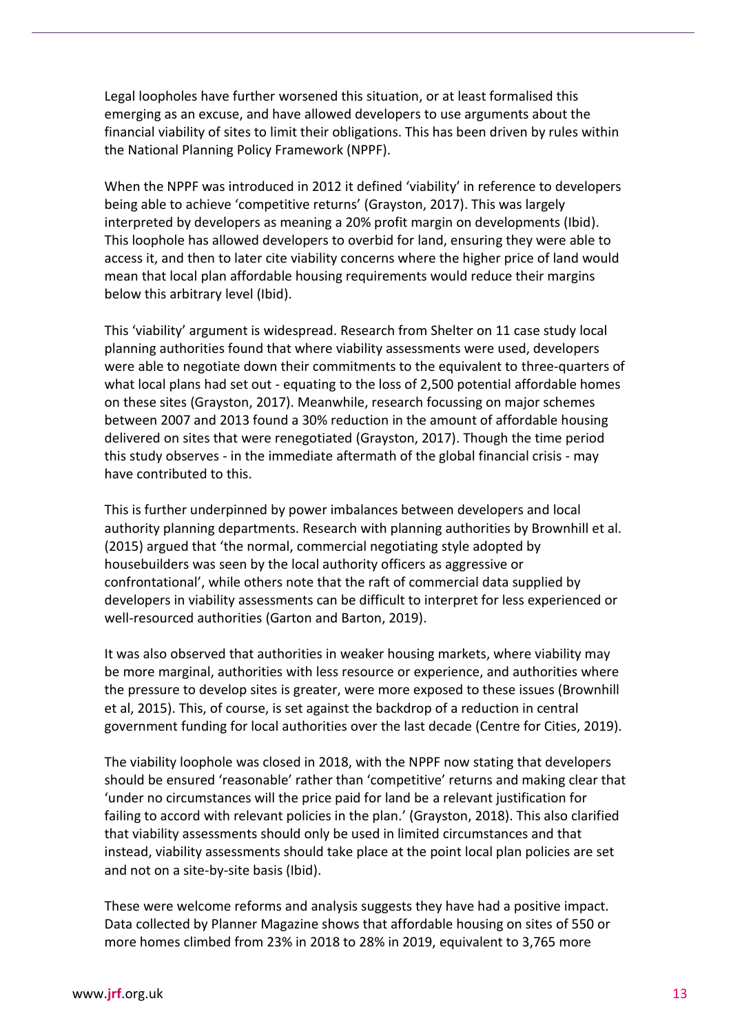Legal loopholes have further worsened this situation, or at least formalised this emerging as an excuse, and have allowed developers to use arguments about the financial viability of sites to limit their obligations. This has been driven by rules within the National Planning Policy Framework (NPPF).

When the NPPF was introduced in 2012 it defined 'viability' in reference to developers being able to achieve 'competitive returns' (Grayston, 2017). This was largely interpreted by developers as meaning a 20% profit margin on developments (Ibid). This loophole has allowed developers to overbid for land, ensuring they were able to access it, and then to later cite viability concerns where the higher price of land would mean that local plan affordable housing requirements would reduce their margins below this arbitrary level (Ibid).

This 'viability' argument is widespread. Research from Shelter on 11 case study local planning authorities found that where viability assessments were used, developers were able to negotiate down their commitments to the equivalent to three-quarters of what local plans had set out - equating to the loss of 2,500 potential affordable homes on these sites (Grayston, 2017). Meanwhile, research focussing on major schemes between 2007 and 2013 found a 30% reduction in the amount of affordable housing delivered on sites that were renegotiated (Grayston, 2017). Though the time period this study observes - in the immediate aftermath of the global financial crisis - may have contributed to this.

This is further underpinned by power imbalances between developers and local authority planning departments. Research with planning authorities by Brownhill et al. (2015) argued that 'the normal, commercial negotiating style adopted by housebuilders was seen by the local authority officers as aggressive or confrontational', while others note that the raft of commercial data supplied by developers in viability assessments can be difficult to interpret for less experienced or well-resourced authorities (Garton and Barton, 2019).

It was also observed that authorities in weaker housing markets, where viability may be more marginal, authorities with less resource or experience, and authorities where the pressure to develop sites is greater, were more exposed to these issues (Brownhill et al, 2015). This, of course, is set against the backdrop of a reduction in central government funding for local authorities over the last decade (Centre for Cities, 2019).

The viability loophole was closed in 2018, with the NPPF now stating that developers should be ensured 'reasonable' rather than 'competitive' returns and making clear that 'under no circumstances will the price paid for land be a relevant justification for failing to accord with relevant policies in the plan.' (Grayston, 2018). This also clarified that viability assessments should only be used in limited circumstances and that instead, viability assessments should take place at the point local plan policies are set and not on a site-by-site basis (Ibid).

These were welcome reforms and analysis suggests they have had a positive impact. Data collected by Planner Magazine shows that affordable housing on sites of 550 or more homes climbed from 23% in 2018 to 28% in 2019, equivalent to 3,765 more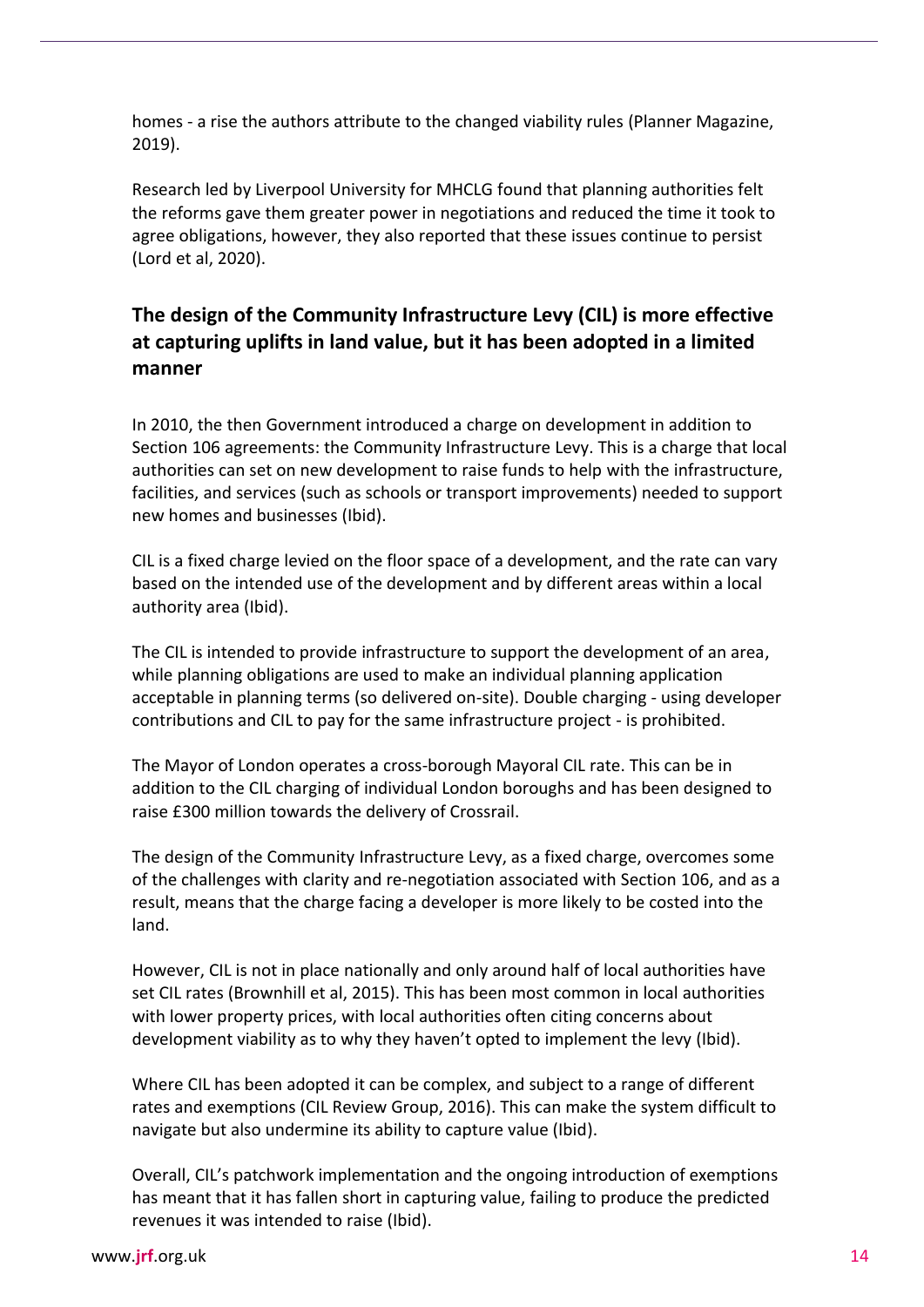homes - a rise the authors attribute to the changed viability rules (Planner Magazine, 2019).

Research led by Liverpool University for MHCLG found that planning authorities felt the reforms gave them greater power in negotiations and reduced the time it took to agree obligations, however, they also reported that these issues continue to persist (Lord et al, 2020).

## The design of the Community Infrastructure Levy (CIL) is more effective at capturing uplifts in land value, but it has been adopted in a limited manner

In 2010, the then Government introduced a charge on development in addition to Section 106 agreements: the Community Infrastructure Levy. This is a charge that local authorities can set on new development to raise funds to help with the infrastructure, facilities, and services (such as schools or transport improvements) needed to support new homes and businesses (Ibid).

CIL is a fixed charge levied on the floor space of a development, and the rate can vary based on the intended use of the development and by different areas within a local authority area (Ibid).

The CIL is intended to provide infrastructure to support the development of an area, while planning obligations are used to make an individual planning application acceptable in planning terms (so delivered on-site). Double charging - using developer contributions and CIL to pay for the same infrastructure project - is prohibited.

The Mayor of London operates a cross-borough Mayoral CIL rate. This can be in addition to the CIL charging of individual London boroughs and has been designed to raise £300 million towards the delivery of Crossrail.

The design of the Community Infrastructure Levy, as a fixed charge, overcomes some of the challenges with clarity and re-negotiation associated with Section 106, and as a result, means that the charge facing a developer is more likely to be costed into the land.

However, CIL is not in place nationally and only around half of local authorities have set CIL rates (Brownhill et al, 2015). This has been most common in local authorities with lower property prices, with local authorities often citing concerns about development viability as to why they haven't opted to implement the levy (Ibid).

Where CIL has been adopted it can be complex, and subject to a range of different rates and exemptions (CIL Review Group, 2016). This can make the system difficult to navigate but also undermine its ability to capture value (Ibid).

Overall, CIL's patchwork implementation and the ongoing introduction of exemptions has meant that it has fallen short in capturing value, failing to produce the predicted revenues it was intended to raise (Ibid).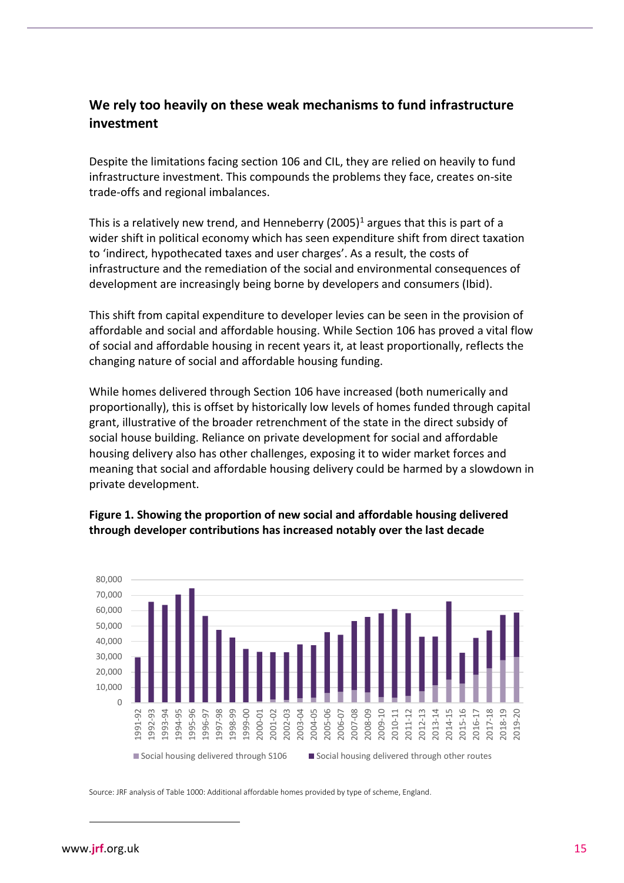## We rely too heavily on these weak mechanisms to fund infrastructure investment

Despite the limitations facing section 106 and CIL, they are relied on heavily to fund infrastructure investment. This compounds the problems they face, creates on-site trade-offs and regional imbalances.

This is a relatively new trend, and Henneberry (2005)[1] argues that this is part of a wider shift in political economy which has seen expenditure shift from direct taxation to 'indirect, hypothecated taxes and user charges'. As a result, the costs of infrastructure and the remediation of the social and environmental consequences of development are increasingly being borne by developers and consumers (Ibid).

This shift from capital expenditure to developer levies can be seen in the provision of affordable and social and affordable housing. While Section 106 has proved a vital flow of social and affordable housing in recent years it, at least proportionally, reflects the changing nature of social and affordable housing funding.

While homes delivered through Section 106 have increased (both numerically and proportionally), this is offset by historically low levels of homes funded through capital grant, illustrative of the broader retrenchment of the state in the direct subsidy of social house building. Reliance on private development for social and affordable housing delivery also has other challenges, exposing it to wider market forces and meaning that social and affordable housing delivery could be harmed by a slowdown in private development.

**Figure 1. Showing the proportion of new social and affordable housing delivered through developer contributions has increased notably over the last decade**

Source: JRF analysis of Table 1000: Additional affordable homes provided by type of scheme, England.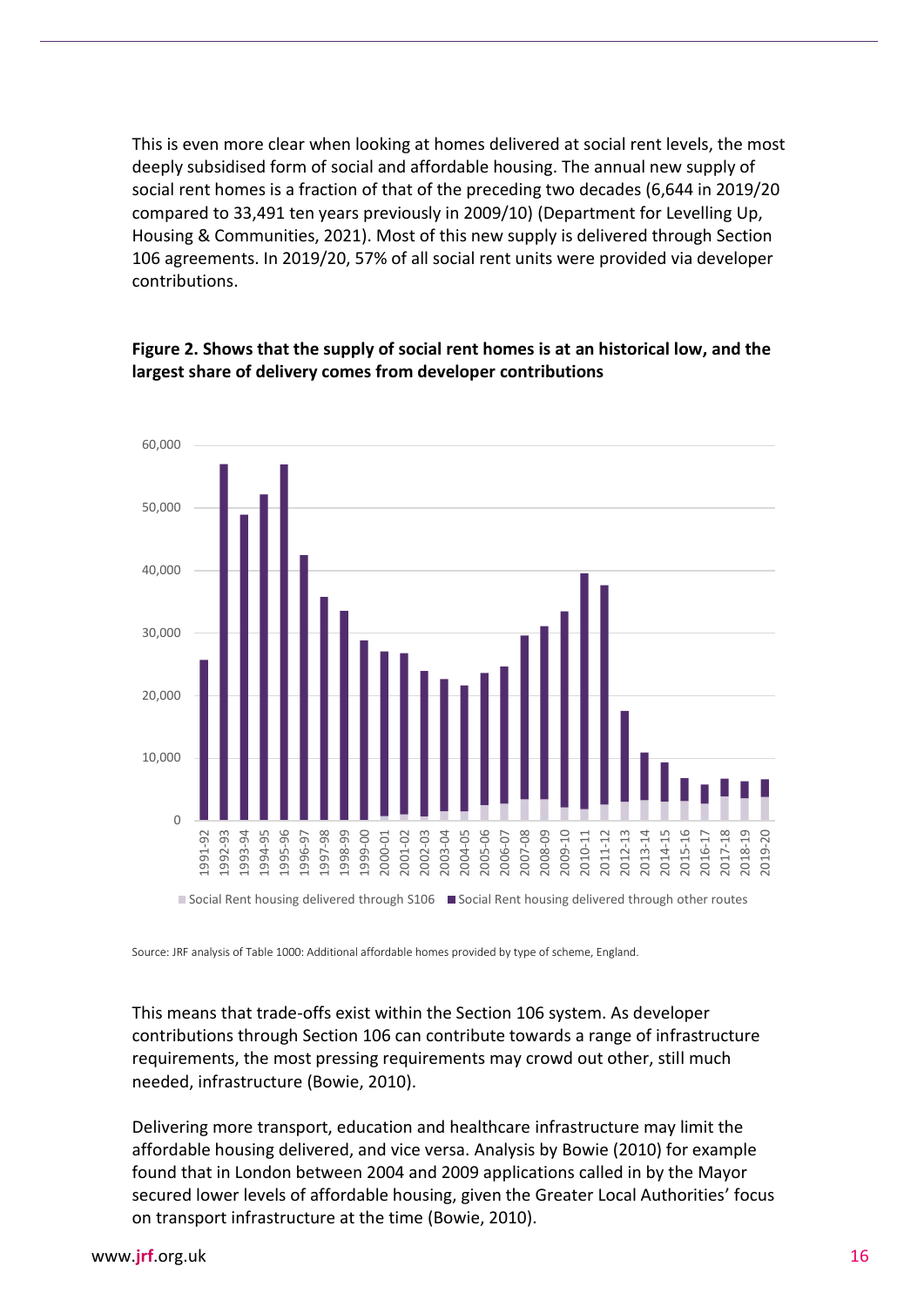This is even more clear when looking at homes delivered at social rent levels, the most deeply subsidised form of social and affordable housing. The annual new supply of social rent homes is a fraction of that of the preceding two decades (6,644 in 2019/20 compared to 33,491 ten years previously in 2009/10) (Department for Levelling Up, Housing & Communities, 2021). Most of this new supply is delivered through Section 106 agreements. In 2019/20, 57% of all social rent units were provided via developer contributions.

**Figure 2. Shows that the supply of social rent homes is at an historical low, and the largest share of delivery comes from developer contributions**

Source: JRF analysis of Table 1000: Additional affordable homes provided by type of scheme, England.

This means that trade-offs exist within the Section 106 system. As developer contributions through Section 106 can contribute towards a range of infrastructure requirements, the most pressing requirements may crowd out other, still much needed, infrastructure (Bowie, 2010).

Delivering more transport, education and healthcare infrastructure may limit the affordable housing delivered, and vice versa. Analysis by Bowie (2010) for example found that in London between 2004 and 2009 applications called in by the Mayor secured lower levels of affordable housing, given the Greater Local Authorities' focus on transport infrastructure at the time (Bowie, 2010).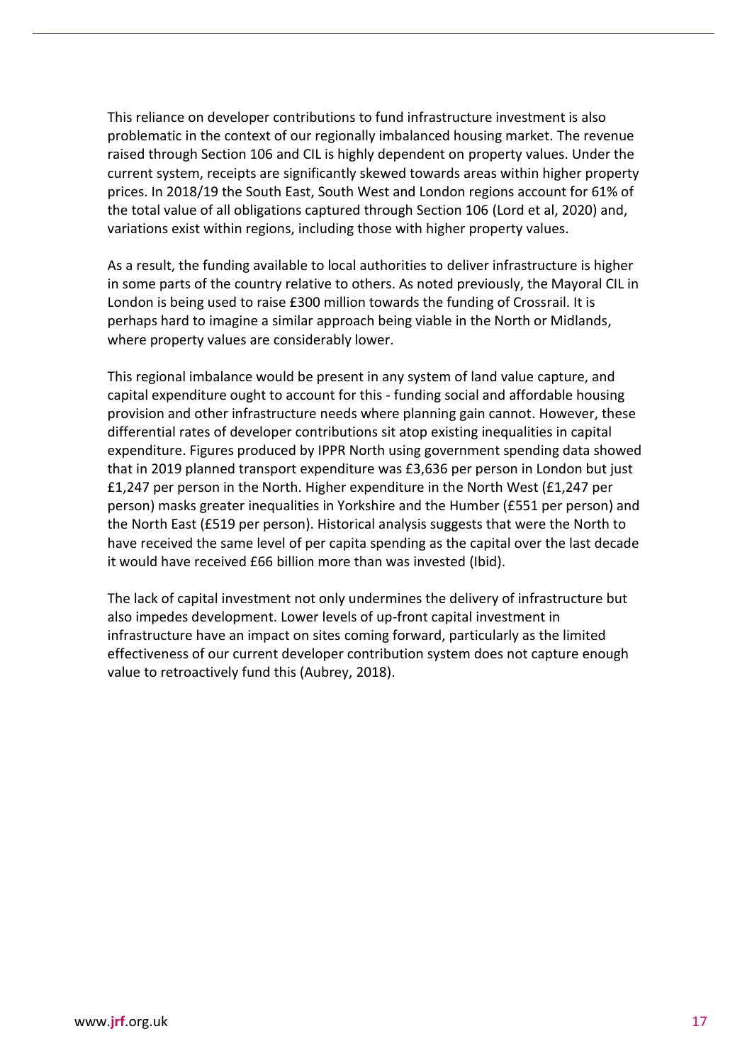This reliance on developer contributions to fund infrastructure investment is also problematic in the context of our regionally imbalanced housing market. The revenue raised through Section 106 and CIL is highly dependent on property values. Under the current system, receipts are significantly skewed towards areas within higher property prices. In 2018/19 the South East, South West and London regions account for 61% of the total value of all obligations captured through Section 106 (Lord et al, 2020) and, variations exist within regions, including those with higher property values.

As a result, the funding available to local authorities to deliver infrastructure is higher in some parts of the country relative to others. As noted previously, the Mayoral CIL in London is being used to raise £300 million towards the funding of Crossrail. It is perhaps hard to imagine a similar approach being viable in the North or Midlands, where property values are considerably lower.

This regional imbalance would be present in any system of land value capture, and capital expenditure ought to account for this - funding social and affordable housing provision and other infrastructure needs where planning gain cannot. However, these differential rates of developer contributions sit atop existing inequalities in capital expenditure. Figures produced by IPPR North using government spending data showed that in 2019 planned transport expenditure was £3,636 per person in London but just £1,247 per person in the North. Higher expenditure in the North West (£1,247 per person) masks greater inequalities in Yorkshire and the Humber (£551 per person) and the North East (£519 per person). Historical analysis suggests that were the North to have received the same level of per capita spending as the capital over the last decade it would have received £66 billion more than was invested (Ibid).

The lack of capital investment not only undermines the delivery of infrastructure but also impedes development. Lower levels of up-front capital investment in infrastructure have an impact on sites coming forward, particularly as the limited effectiveness of our current developer contribution system does not capture enough value to retroactively fund this (Aubrey, 2018).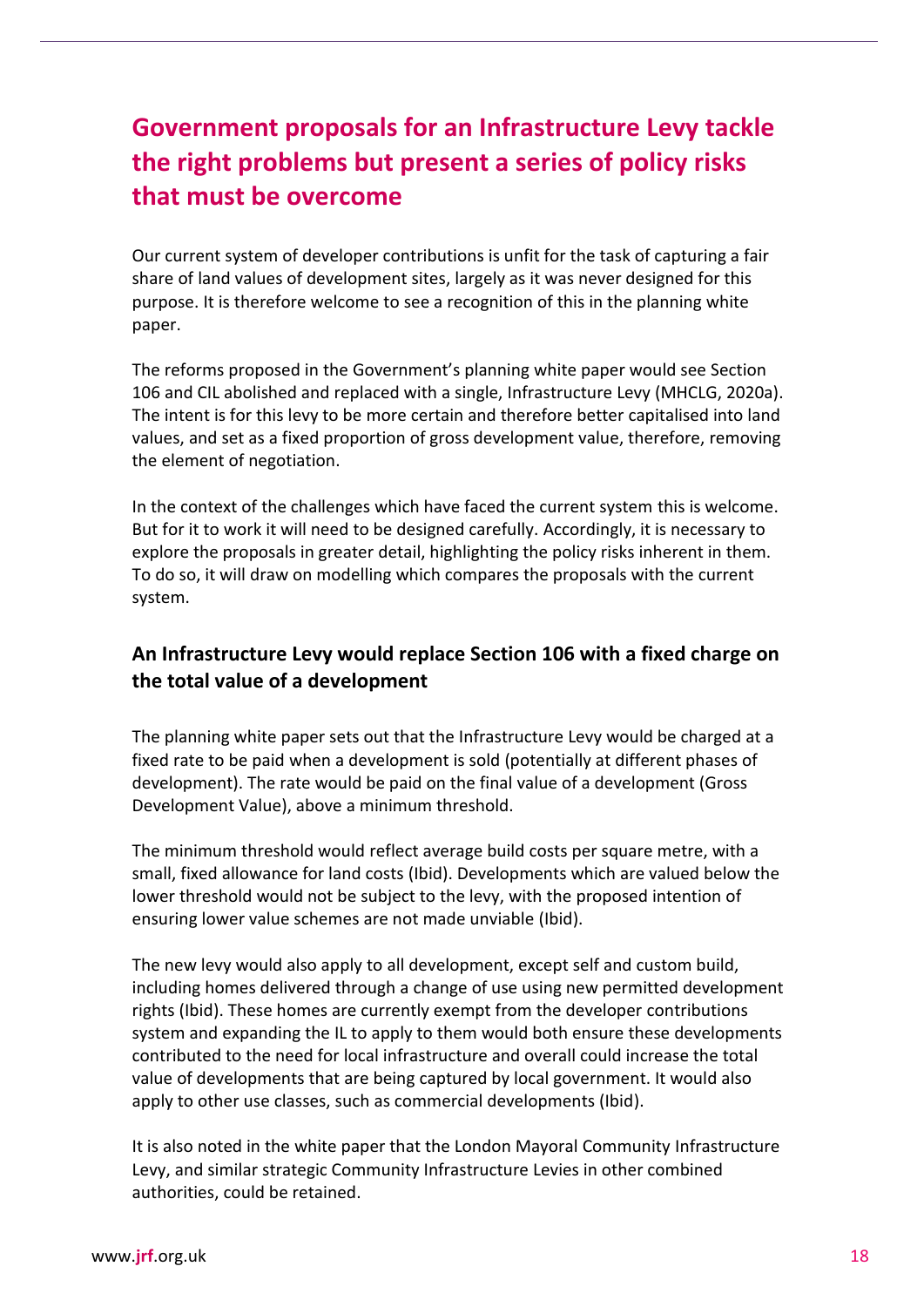## Government proposals for an Infrastructure Levy tackle the right problems but present a series of policy risks that must be overcome

Our current system of developer contributions is unfit for the task of capturing a fair share of land values of development sites, largely as it was never designed for this purpose. It is therefore welcome to see a recognition of this in the planning white paper.

The reforms proposed in the Government's planning white paper would see Section 106 and CIL abolished and replaced with a single, Infrastructure Levy (MHCLG, 2020a). The intent is for this levy to be more certain and therefore better capitalised into land values, and set as a fixed proportion of gross development value, therefore, removing the element of negotiation.

In the context of the challenges which have faced the current system this is welcome. But for it to work it will need to be designed carefully. Accordingly, it is necessary to explore the proposals in greater detail, highlighting the policy risks inherent in them. To do so, it will draw on modelling which compares the proposals with the current system.

### An Infrastructure Levy would replace Section 106 with a fixed charge on the total value of a development

The planning white paper sets out that the Infrastructure Levy would be charged at a fixed rate to be paid when a development is sold (potentially at different phases of development). The rate would be paid on the final value of a development (Gross Development Value), above a minimum threshold.

The minimum threshold would reflect average build costs per square metre, with a small, fixed allowance for land costs (Ibid). Developments which are valued below the lower threshold would not be subject to the levy, with the proposed intention of ensuring lower value schemes are not made unviable (Ibid).

The new levy would also apply to all development, except self and custom build, including homes delivered through a change of use using new permitted development rights (Ibid). These homes are currently exempt from the developer contributions system and expanding the IL to apply to them would both ensure these developments contributed to the need for local infrastructure and overall could increase the total value of developments that are being captured by local government. It would also apply to other use classes, such as commercial developments (Ibid).

It is also noted in the white paper that the London Mayoral Community Infrastructure Levy, and similar strategic Community Infrastructure Levies in other combined authorities, could be retained.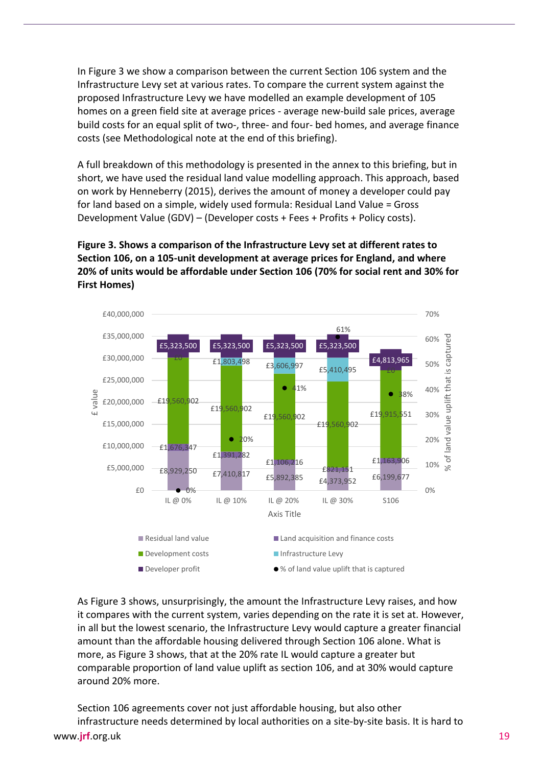In Figure 3 we show a comparison between the current Section 106 system and the Infrastructure Levy set at various rates. To compare the current system against the proposed Infrastructure Levy we have modelled an example development of 105 homes on a green field site at average prices - average new-build sale prices, average build costs for an equal split of two-, three- and four- bed homes, and average finance costs (see Methodological note at the end of this briefing).

A full breakdown of this methodology is presented in the annex to this briefing, but in short, we have used the residual land value modelling approach. This approach, based on work by Henneberry (2015), derives the amount of money a developer could pay for land based on a simple, widely used formula: Residual Land Value = Gross Development Value (GDV) – (Developer costs + Fees + Profits + Policy costs).

**Figure 3. Shows a comparison of the Infrastructure Levy set at different rates to Section 106, on a 105-unit development at average prices for England, and where 20% of units would be affordable under Section 106 (70% for social rent and 30% for First Homes)**

| | IL @ 0% | IL @ 10% | IL @ 20% | IL @ 30% | S106 |
|---|---|---|---|---|---|
| Residual land value | £8,929,250 | £7,410,817 | £5,892,385 | £4,373,952 | £6,199,677 |
| Land acquisition and finance costs | £1,676,347 | £1,391,282 | £1,106,216 | £821,151 | £1,163,906 |
| Development costs | £19,560,902 | £19,560,902 | £19,560,902 | £19,560,902 | £19,915,551 |
| Infrastructure Levy | £0 | £1,803,498 | £3,606,997 | £5,410,495 | £0 |
| Developer profit | £5,323,500 | £5,323,500 | £5,323,500 | £5,323,500 | £4,813,965 |
| % of land value uplift that is captured | 0% | 20% | 41% | 61% | 38% |

As Figure 3 shows, unsurprisingly, the amount the Infrastructure Levy raises, and how it compares with the current system, varies depending on the rate it is set at. However, in all but the lowest scenario, the Infrastructure Levy would capture a greater financial amount than the affordable housing delivered through Section 106 alone. What is more, as Figure 3 shows, that at the 20% rate IL would capture a greater but comparable proportion of land value uplift as section 106, and at 30% would capture around 20% more.

Section 106 agreements cover not just affordable housing, but also other infrastructure needs determined by local authorities on a site-by-site basis. It is hard to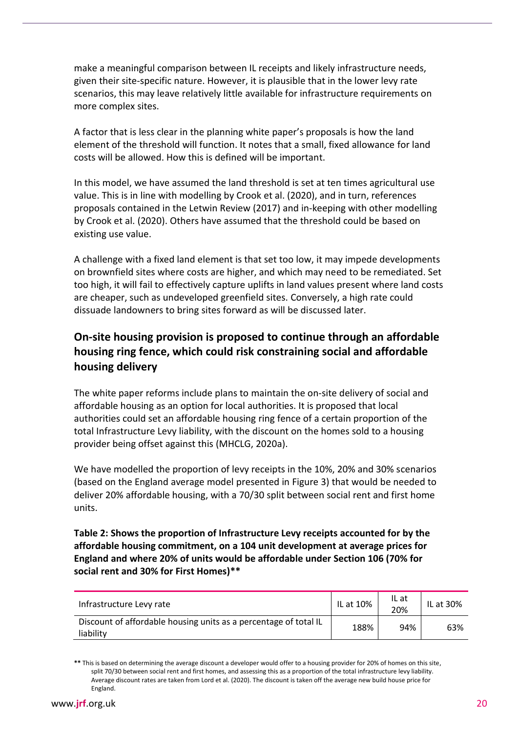make a meaningful comparison between IL receipts and likely infrastructure needs, given their site-specific nature. However, it is plausible that in the lower levy rate scenarios, this may leave relatively little available for infrastructure requirements on more complex sites.

A factor that is less clear in the planning white paper's proposals is how the land element of the threshold will function. It notes that a small, fixed allowance for land costs will be allowed. How this is defined will be important.

In this model, we have assumed the land threshold is set at ten times agricultural use value. This is in line with modelling by Crook et al. (2020), and in turn, references proposals contained in the Letwin Review (2017) and in-keeping with other modelling by Crook et al. (2020). Others have assumed that the threshold could be based on existing use value.

A challenge with a fixed land element is that set too low, it may impede developments on brownfield sites where costs are higher, and which may need to be remediated. Set too high, it will fail to effectively capture uplifts in land values present where land costs are cheaper, such as undeveloped greenfield sites. Conversely, a high rate could dissuade landowners to bring sites forward as will be discussed later.

## On-site housing provision is proposed to continue through an affordable housing ring fence, which could risk constraining social and affordable housing delivery

The white paper reforms include plans to maintain the on-site delivery of social and affordable housing as an option for local authorities. It is proposed that local authorities could set an affordable housing ring fence of a certain proportion of the total Infrastructure Levy liability, with the discount on the homes sold to a housing provider being offset against this (MHCLG, 2020a).

We have modelled the proportion of levy receipts in the 10%, 20% and 30% scenarios (based on the England average model presented in Figure 3) that would be needed to deliver 20% affordable housing, with a 70/30 split between social rent and first home units.

**Table 2: Shows the proportion of Infrastructure Levy receipts accounted for by the affordable housing commitment, on a 104 unit development at average prices for England and where 20% of units would be affordable under Section 106 (70% for social rent and 30% for First Homes)\*\***

| Infrastructure Levy rate | IL at 10% | IL at 20% | IL at 30% |
|---|---|---|---|
| Discount of affordable housing units as a percentage of total IL liability | 188% | 94% | 63% |

\*\* This is based on determining the average discount a developer would offer to a housing provider for 20% of homes on this site, split 70/30 between social rent and first homes, and assessing this as a proportion of the total infrastructure levy liability. Average discount rates are taken from Lord et al. (2020). The discount is taken off the average new build house price for England.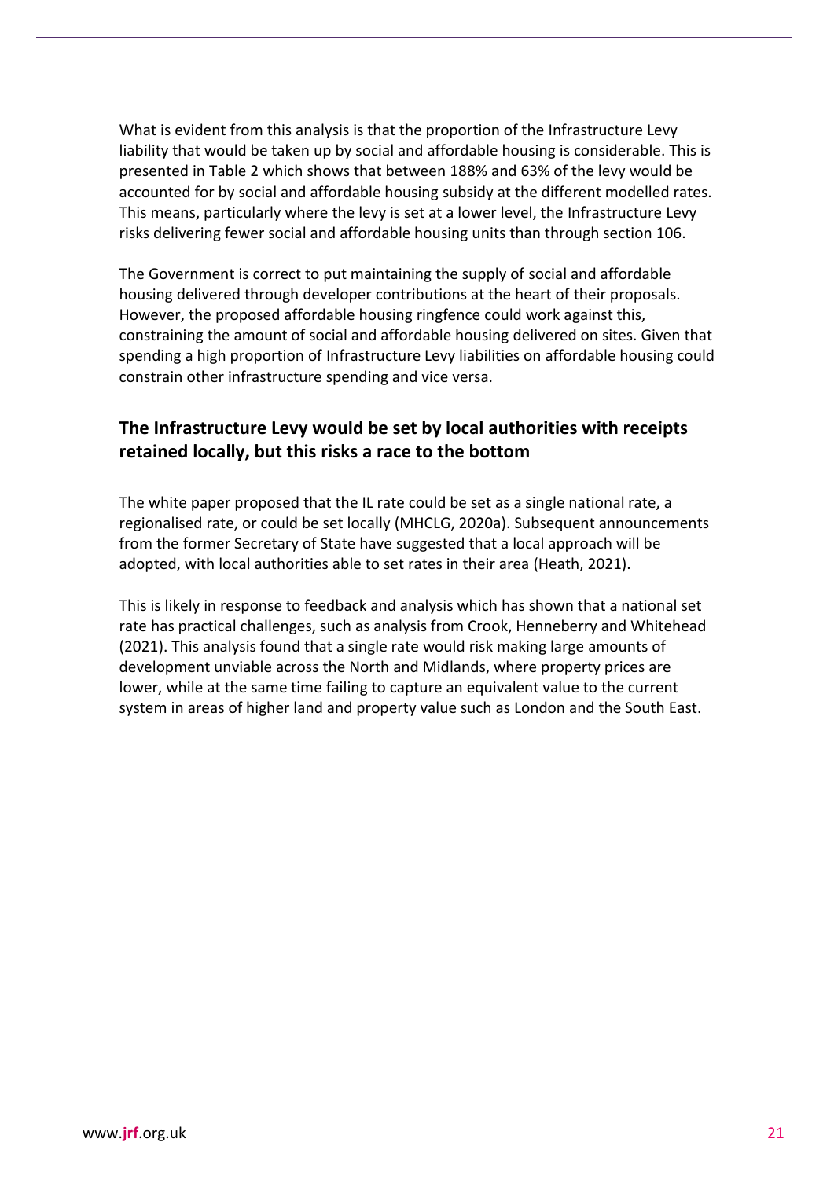What is evident from this analysis is that the proportion of the Infrastructure Levy liability that would be taken up by social and affordable housing is considerable. This is presented in Table 2 which shows that between 188% and 63% of the levy would be accounted for by social and affordable housing subsidy at the different modelled rates. This means, particularly where the levy is set at a lower level, the Infrastructure Levy risks delivering fewer social and affordable housing units than through section 106.

The Government is correct to put maintaining the supply of social and affordable housing delivered through developer contributions at the heart of their proposals. However, the proposed affordable housing ringfence could work against this, constraining the amount of social and affordable housing delivered on sites. Given that spending a high proportion of Infrastructure Levy liabilities on affordable housing could constrain other infrastructure spending and vice versa.

## The Infrastructure Levy would be set by local authorities with receipts retained locally, but this risks a race to the bottom

The white paper proposed that the IL rate could be set as a single national rate, a regionalised rate, or could be set locally (MHCLG, 2020a). Subsequent announcements from the former Secretary of State have suggested that a local approach will be adopted, with local authorities able to set rates in their area (Heath, 2021).

This is likely in response to feedback and analysis which has shown that a national set rate has practical challenges, such as analysis from Crook, Henneberry and Whitehead (2021). This analysis found that a single rate would risk making large amounts of development unviable across the North and Midlands, where property prices are lower, while at the same time failing to capture an equivalent value to the current system in areas of higher land and property value such as London and the South East.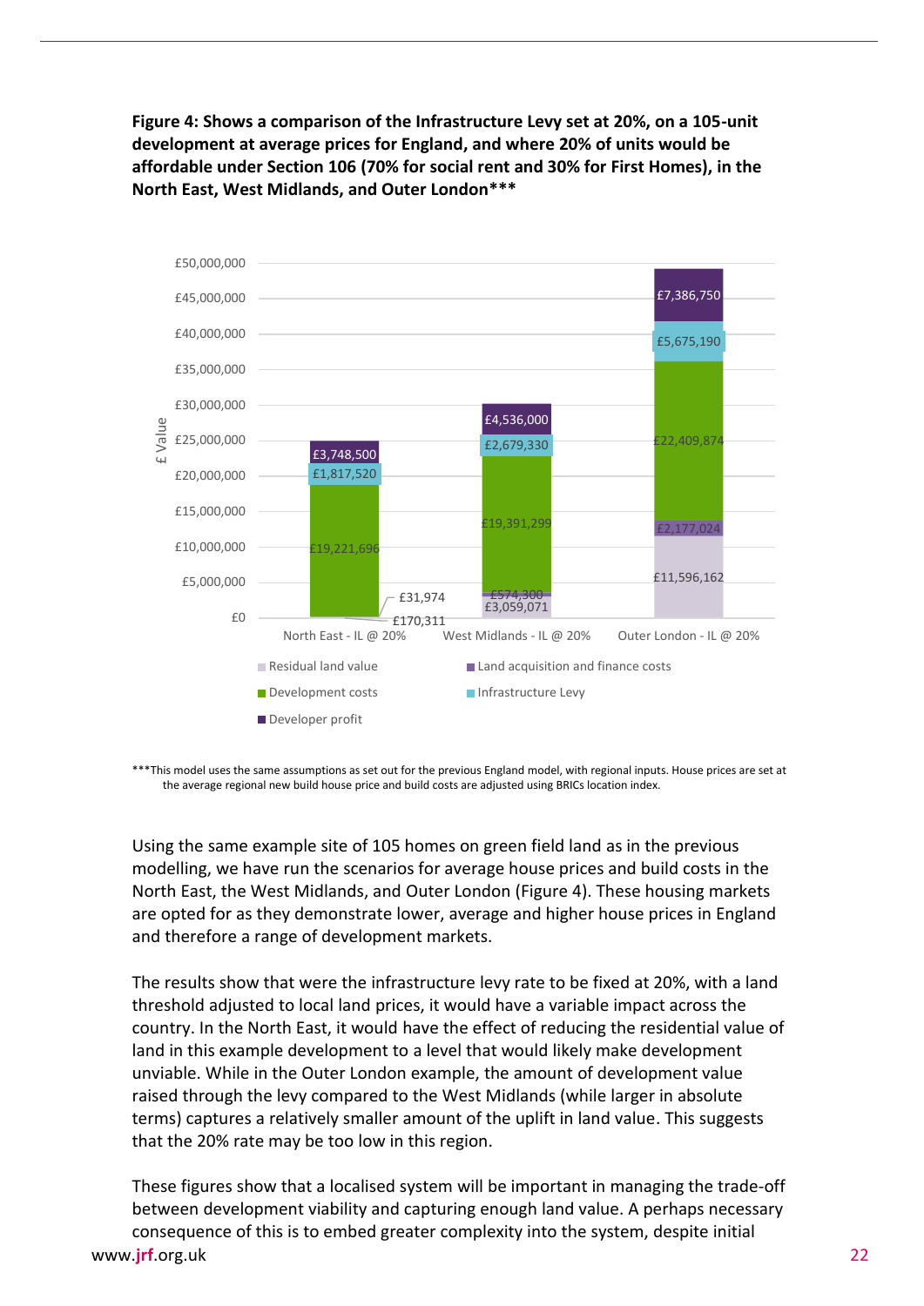**Figure 4: Shows a comparison of the Infrastructure Levy set at 20%, on a 105-unit development at average prices for England, and where 20% of units would be affordable under Section 106 (70% for social rent and 30% for First Homes), in the North East, West Midlands, and Outer London*****

| | Residual land value | Land acquisition and finance costs | Development costs | Infrastructure Levy | Developer profit |
|---|---|---|---|---|---|
| North East - IL @ 20% | £170,311 | £31,974 | £19,221,696 | £1,817,520 | £3,748,500 |
| West Midlands - IL @ 20% | £3,059,071 | £574,300 | £19,391,299 | £2,679,330 | £4,536,000 |
| Outer London - IL @ 20% | £11,596,162 | £2,177,024 | £22,409,874 | £5,675,190 | £7,386,750 |

***This model uses the same assumptions as set out for the previous England model, with regional inputs. House prices are set at the average regional new build house price and build costs are adjusted using BRICs location index.

Using the same example site of 105 homes on green field land as in the previous modelling, we have run the scenarios for average house prices and build costs in the North East, the West Midlands, and Outer London (Figure 4). These housing markets are opted for as they demonstrate lower, average and higher house prices in England and therefore a range of development markets.

The results show that were the infrastructure levy rate to be fixed at 20%, with a land threshold adjusted to local land prices, it would have a variable impact across the country. In the North East, it would have the effect of reducing the residential value of land in this example development to a level that would likely make development unviable. While in the Outer London example, the amount of development value raised through the levy compared to the West Midlands (while larger in absolute terms) captures a relatively smaller amount of the uplift in land value. This suggests that the 20% rate may be too low in this region.

These figures show that a localised system will be important in managing the trade-off between development viability and capturing enough land value. A perhaps necessary consequence of this is to embed greater complexity into the system, despite initial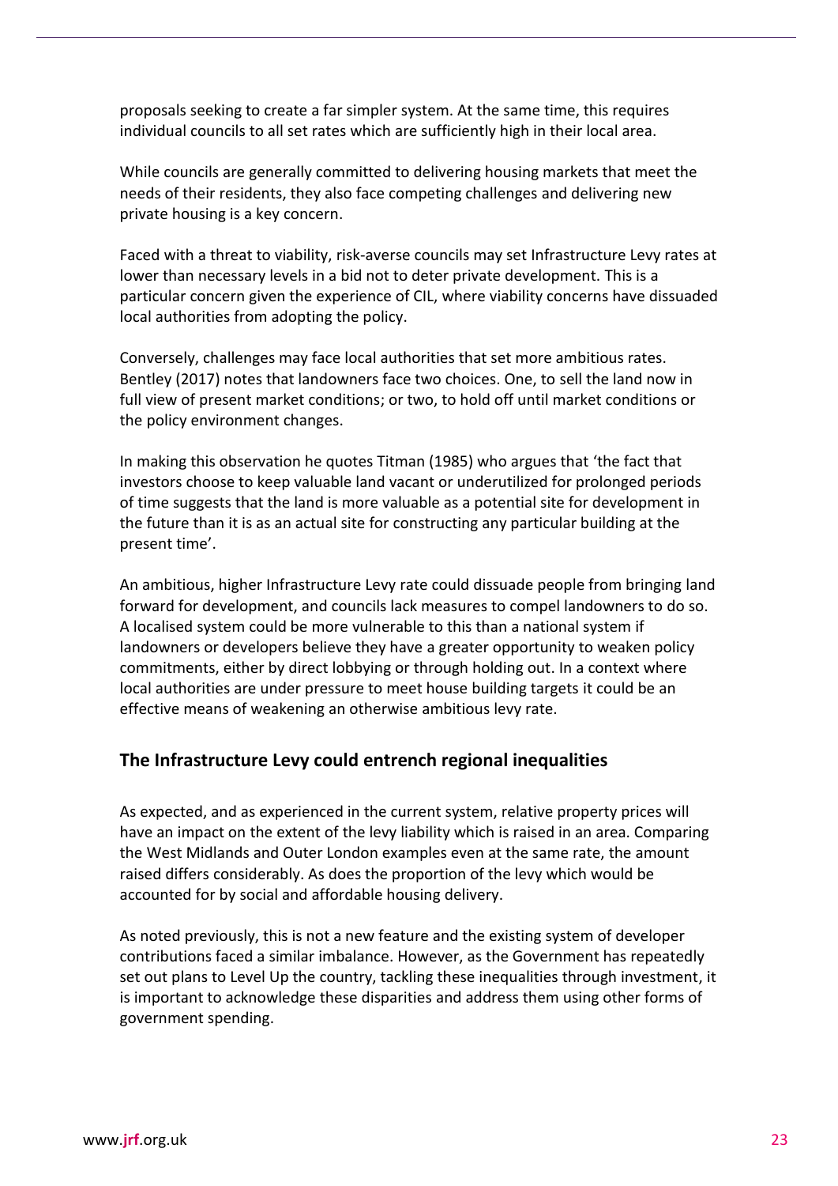proposals seeking to create a far simpler system. At the same time, this requires individual councils to all set rates which are sufficiently high in their local area.

While councils are generally committed to delivering housing markets that meet the needs of their residents, they also face competing challenges and delivering new private housing is a key concern.

Faced with a threat to viability, risk-averse councils may set Infrastructure Levy rates at lower than necessary levels in a bid not to deter private development. This is a particular concern given the experience of CIL, where viability concerns have dissuaded local authorities from adopting the policy.

Conversely, challenges may face local authorities that set more ambitious rates. Bentley (2017) notes that landowners face two choices. One, to sell the land now in full view of present market conditions; or two, to hold off until market conditions or the policy environment changes.

In making this observation he quotes Titman (1985) who argues that 'the fact that investors choose to keep valuable land vacant or underutilized for prolonged periods of time suggests that the land is more valuable as a potential site for development in the future than it is as an actual site for constructing any particular building at the present time'.

An ambitious, higher Infrastructure Levy rate could dissuade people from bringing land forward for development, and councils lack measures to compel landowners to do so. A localised system could be more vulnerable to this than a national system if landowners or developers believe they have a greater opportunity to weaken policy commitments, either by direct lobbying or through holding out. In a context where local authorities are under pressure to meet house building targets it could be an effective means of weakening an otherwise ambitious levy rate.

## The Infrastructure Levy could entrench regional inequalities

As expected, and as experienced in the current system, relative property prices will have an impact on the extent of the levy liability which is raised in an area. Comparing the West Midlands and Outer London examples even at the same rate, the amount raised differs considerably. As does the proportion of the levy which would be accounted for by social and affordable housing delivery.

As noted previously, this is not a new feature and the existing system of developer contributions faced a similar imbalance. However, as the Government has repeatedly set out plans to Level Up the country, tackling these inequalities through investment, it is important to acknowledge these disparities and address them using other forms of government spending.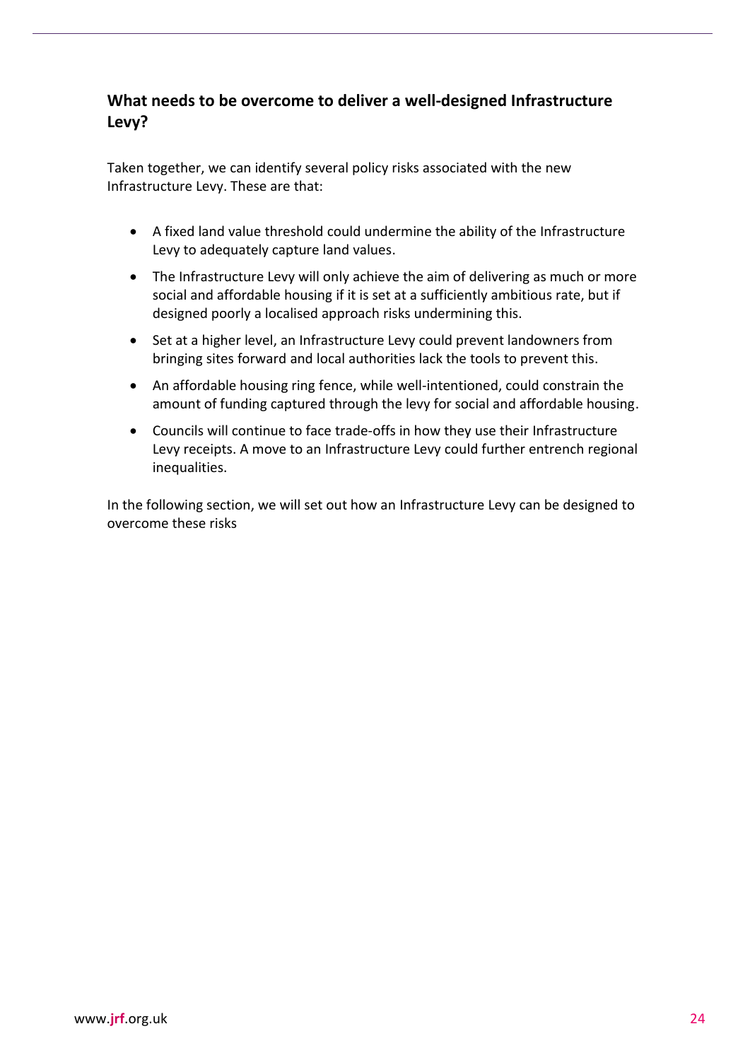## What needs to be overcome to deliver a well-designed Infrastructure Levy?

Taken together, we can identify several policy risks associated with the new Infrastructure Levy. These are that:

- A fixed land value threshold could undermine the ability of the Infrastructure Levy to adequately capture land values.
- The Infrastructure Levy will only achieve the aim of delivering as much or more social and affordable housing if it is set at a sufficiently ambitious rate, but if designed poorly a localised approach risks undermining this.
- Set at a higher level, an Infrastructure Levy could prevent landowners from bringing sites forward and local authorities lack the tools to prevent this.
- An affordable housing ring fence, while well-intentioned, could constrain the amount of funding captured through the levy for social and affordable housing.
- Councils will continue to face trade-offs in how they use their Infrastructure Levy receipts. A move to an Infrastructure Levy could further entrench regional inequalities.

In the following section, we will set out how an Infrastructure Levy can be designed to overcome these risks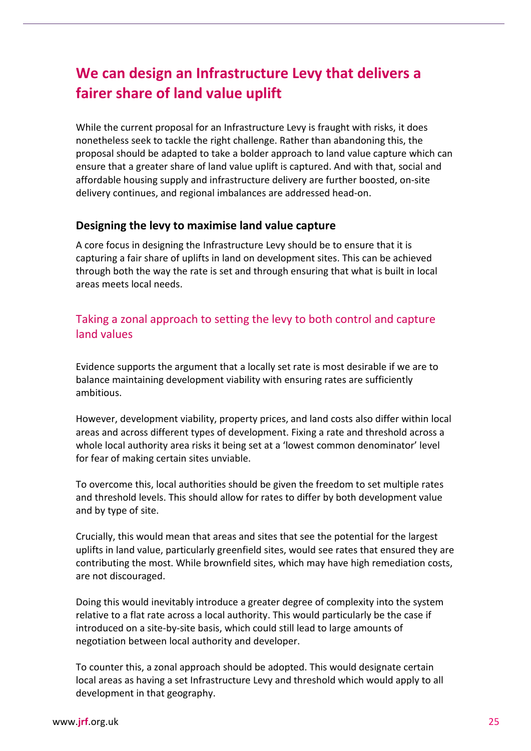## We can design an Infrastructure Levy that delivers a fairer share of land value uplift

While the current proposal for an Infrastructure Levy is fraught with risks, it does nonetheless seek to tackle the right challenge. Rather than abandoning this, the proposal should be adapted to take a bolder approach to land value capture which can ensure that a greater share of land value uplift is captured. And with that, social and affordable housing supply and infrastructure delivery are further boosted, on-site delivery continues, and regional imbalances are addressed head-on.

### Designing the levy to maximise land value capture

A core focus in designing the Infrastructure Levy should be to ensure that it is capturing a fair share of uplifts in land on development sites. This can be achieved through both the way the rate is set and through ensuring that what is built in local areas meets local needs.

#### Taking a zonal approach to setting the levy to both control and capture land values

Evidence supports the argument that a locally set rate is most desirable if we are to balance maintaining development viability with ensuring rates are sufficiently ambitious.

However, development viability, property prices, and land costs also differ within local areas and across different types of development. Fixing a rate and threshold across a whole local authority area risks it being set at a 'lowest common denominator' level for fear of making certain sites unviable.

To overcome this, local authorities should be given the freedom to set multiple rates and threshold levels. This should allow for rates to differ by both development value and by type of site.

Crucially, this would mean that areas and sites that see the potential for the largest uplifts in land value, particularly greenfield sites, would see rates that ensured they are contributing the most. While brownfield sites, which may have high remediation costs, are not discouraged.

Doing this would inevitably introduce a greater degree of complexity into the system relative to a flat rate across a local authority. This would particularly be the case if introduced on a site-by-site basis, which could still lead to large amounts of negotiation between local authority and developer.

To counter this, a zonal approach should be adopted. This would designate certain local areas as having a set Infrastructure Levy and threshold which would apply to all development in that geography.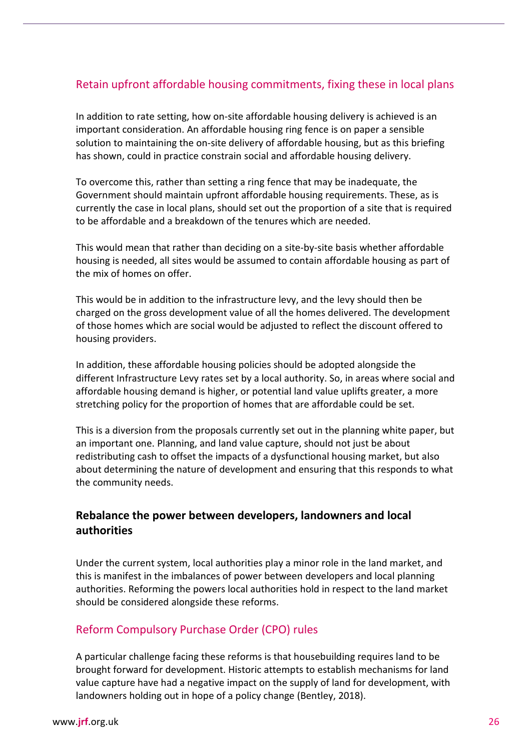### Retain upfront affordable housing commitments, fixing these in local plans

In addition to rate setting, how on-site affordable housing delivery is achieved is an important consideration. An affordable housing ring fence is on paper a sensible solution to maintaining the on-site delivery of affordable housing, but as this briefing has shown, could in practice constrain social and affordable housing delivery.

To overcome this, rather than setting a ring fence that may be inadequate, the Government should maintain upfront affordable housing requirements. These, as is currently the case in local plans, should set out the proportion of a site that is required to be affordable and a breakdown of the tenures which are needed.

This would mean that rather than deciding on a site-by-site basis whether affordable housing is needed, all sites would be assumed to contain affordable housing as part of the mix of homes on offer.

This would be in addition to the infrastructure levy, and the levy should then be charged on the gross development value of all the homes delivered. The development of those homes which are social would be adjusted to reflect the discount offered to housing providers.

In addition, these affordable housing policies should be adopted alongside the different Infrastructure Levy rates set by a local authority. So, in areas where social and affordable housing demand is higher, or potential land value uplifts greater, a more stretching policy for the proportion of homes that are affordable could be set.

This is a diversion from the proposals currently set out in the planning white paper, but an important one. Planning, and land value capture, should not just be about redistributing cash to offset the impacts of a dysfunctional housing market, but also about determining the nature of development and ensuring that this responds to what the community needs.

## Rebalance the power between developers, landowners and local authorities

Under the current system, local authorities play a minor role in the land market, and this is manifest in the imbalances of power between developers and local planning authorities. Reforming the powers local authorities hold in respect to the land market should be considered alongside these reforms.

### Reform Compulsory Purchase Order (CPO) rules

A particular challenge facing these reforms is that housebuilding requires land to be brought forward for development. Historic attempts to establish mechanisms for land value capture have had a negative impact on the supply of land for development, with landowners holding out in hope of a policy change (Bentley, 2018).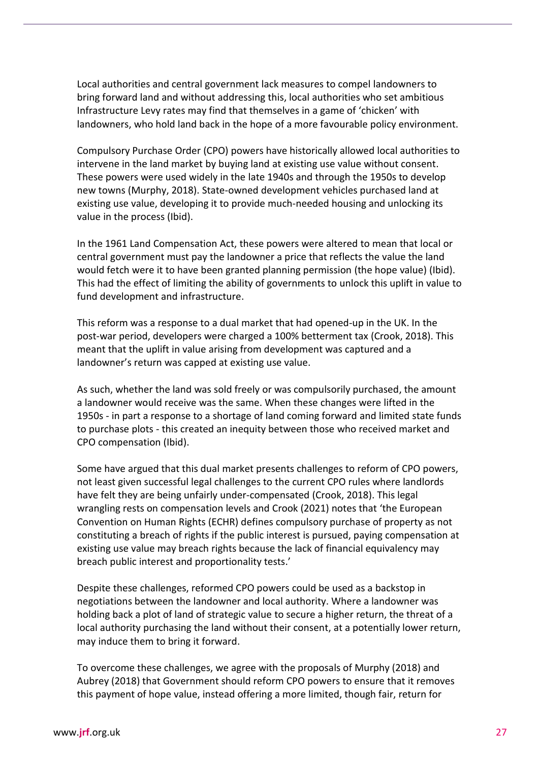Local authorities and central government lack measures to compel landowners to bring forward land and without addressing this, local authorities who set ambitious Infrastructure Levy rates may find that themselves in a game of 'chicken' with landowners, who hold land back in the hope of a more favourable policy environment.

Compulsory Purchase Order (CPO) powers have historically allowed local authorities to intervene in the land market by buying land at existing use value without consent. These powers were used widely in the late 1940s and through the 1950s to develop new towns (Murphy, 2018). State-owned development vehicles purchased land at existing use value, developing it to provide much-needed housing and unlocking its value in the process (Ibid).

In the 1961 Land Compensation Act, these powers were altered to mean that local or central government must pay the landowner a price that reflects the value the land would fetch were it to have been granted planning permission (the hope value) (Ibid). This had the effect of limiting the ability of governments to unlock this uplift in value to fund development and infrastructure.

This reform was a response to a dual market that had opened-up in the UK. In the post-war period, developers were charged a 100% betterment tax (Crook, 2018). This meant that the uplift in value arising from development was captured and a landowner's return was capped at existing use value.

As such, whether the land was sold freely or was compulsorily purchased, the amount a landowner would receive was the same. When these changes were lifted in the 1950s - in part a response to a shortage of land coming forward and limited state funds to purchase plots - this created an inequity between those who received market and CPO compensation (Ibid).

Some have argued that this dual market presents challenges to reform of CPO powers, not least given successful legal challenges to the current CPO rules where landlords have felt they are being unfairly under-compensated (Crook, 2018). This legal wrangling rests on compensation levels and Crook (2021) notes that 'the European Convention on Human Rights (ECHR) defines compulsory purchase of property as not constituting a breach of rights if the public interest is pursued, paying compensation at existing use value may breach rights because the lack of financial equivalency may breach public interest and proportionality tests.'

Despite these challenges, reformed CPO powers could be used as a backstop in negotiations between the landowner and local authority. Where a landowner was holding back a plot of land of strategic value to secure a higher return, the threat of a local authority purchasing the land without their consent, at a potentially lower return, may induce them to bring it forward.

To overcome these challenges, we agree with the proposals of Murphy (2018) and Aubrey (2018) that Government should reform CPO powers to ensure that it removes this payment of hope value, instead offering a more limited, though fair, return for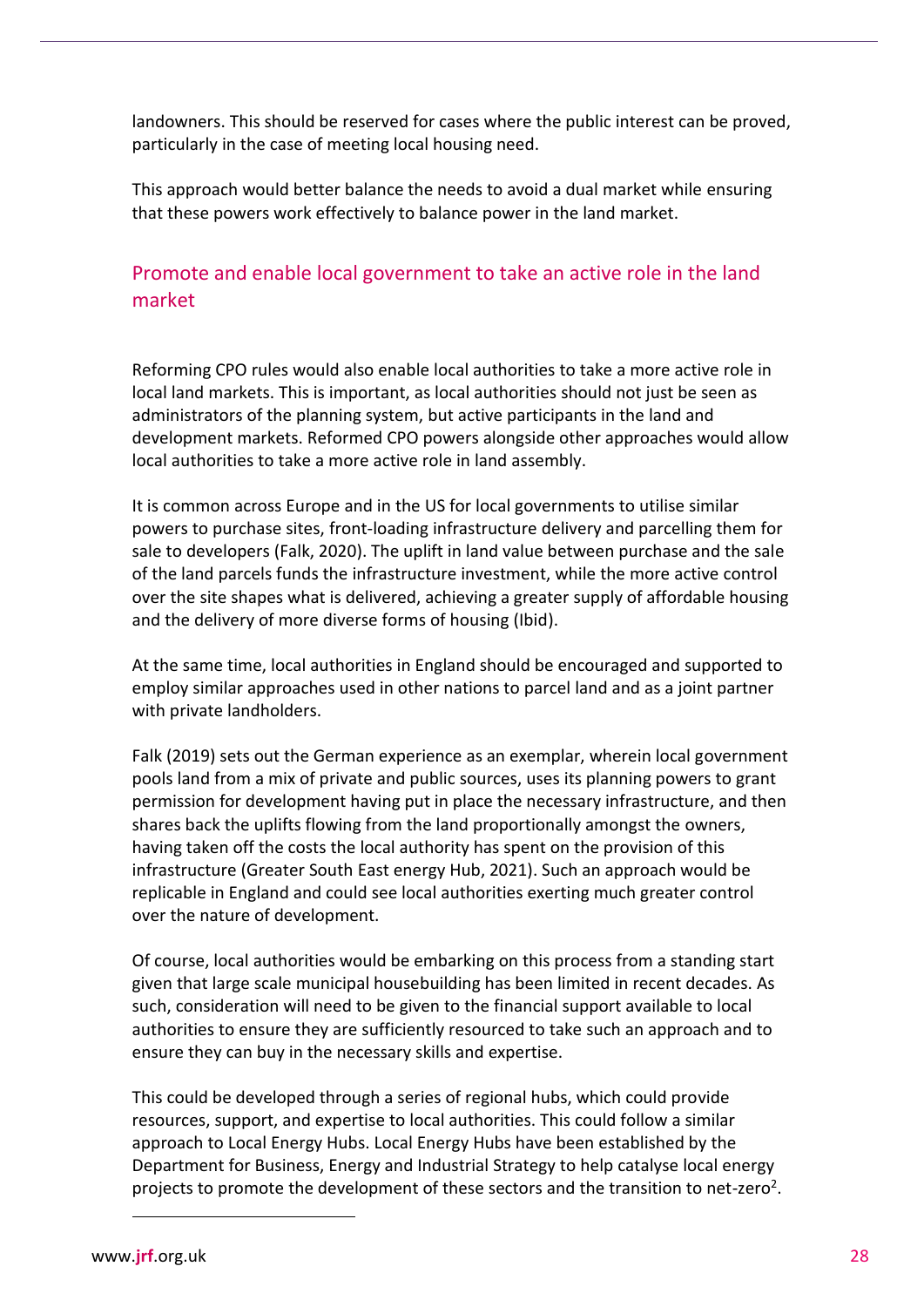landowners. This should be reserved for cases where the public interest can be proved, particularly in the case of meeting local housing need.

This approach would better balance the needs to avoid a dual market while ensuring that these powers work effectively to balance power in the land market.

## Promote and enable local government to take an active role in the land market

Reforming CPO rules would also enable local authorities to take a more active role in local land markets. This is important, as local authorities should not just be seen as administrators of the planning system, but active participants in the land and development markets. Reformed CPO powers alongside other approaches would allow local authorities to take a more active role in land assembly.

It is common across Europe and in the US for local governments to utilise similar powers to purchase sites, front-loading infrastructure delivery and parcelling them for sale to developers (Falk, 2020). The uplift in land value between purchase and the sale of the land parcels funds the infrastructure investment, while the more active control over the site shapes what is delivered, achieving a greater supply of affordable housing and the delivery of more diverse forms of housing (Ibid).

At the same time, local authorities in England should be encouraged and supported to employ similar approaches used in other nations to parcel land and as a joint partner with private landholders.

Falk (2019) sets out the German experience as an exemplar, wherein local government pools land from a mix of private and public sources, uses its planning powers to grant permission for development having put in place the necessary infrastructure, and then shares back the uplifts flowing from the land proportionally amongst the owners, having taken off the costs the local authority has spent on the provision of this infrastructure (Greater South East energy Hub, 2021). Such an approach would be replicable in England and could see local authorities exerting much greater control over the nature of development.

Of course, local authorities would be embarking on this process from a standing start given that large scale municipal housebuilding has been limited in recent decades. As such, consideration will need to be given to the financial support available to local authorities to ensure they are sufficiently resourced to take such an approach and to ensure they can buy in the necessary skills and expertise.

This could be developed through a series of regional hubs, which could provide resources, support, and expertise to local authorities. This could follow a similar approach to Local Energy Hubs. Local Energy Hubs have been established by the Department for Business, Energy and Industrial Strategy to help catalyse local energy projects to promote the development of these sectors and the transition to net-zero[2].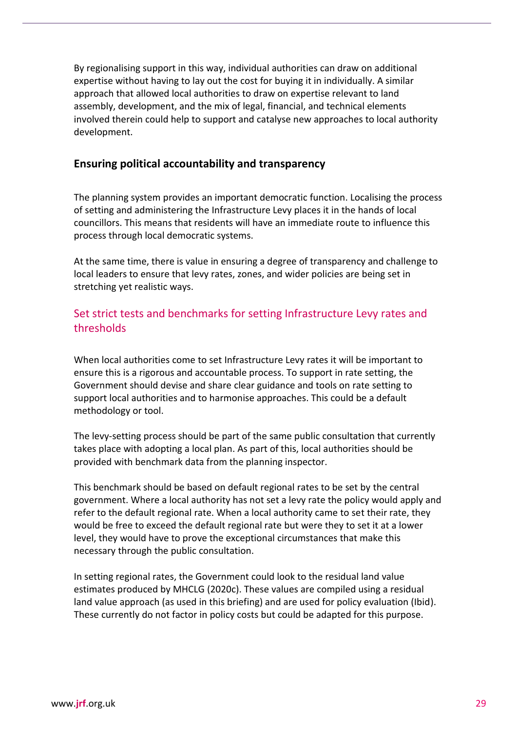By regionalising support in this way, individual authorities can draw on additional expertise without having to lay out the cost for buying it in individually. A similar approach that allowed local authorities to draw on expertise relevant to land assembly, development, and the mix of legal, financial, and technical elements involved therein could help to support and catalyse new approaches to local authority development.

## Ensuring political accountability and transparency

The planning system provides an important democratic function. Localising the process of setting and administering the Infrastructure Levy places it in the hands of local councillors. This means that residents will have an immediate route to influence this process through local democratic systems.

At the same time, there is value in ensuring a degree of transparency and challenge to local leaders to ensure that levy rates, zones, and wider policies are being set in stretching yet realistic ways.

### Set strict tests and benchmarks for setting Infrastructure Levy rates and thresholds

When local authorities come to set Infrastructure Levy rates it will be important to ensure this is a rigorous and accountable process. To support in rate setting, the Government should devise and share clear guidance and tools on rate setting to support local authorities and to harmonise approaches. This could be a default methodology or tool.

The levy-setting process should be part of the same public consultation that currently takes place with adopting a local plan. As part of this, local authorities should be provided with benchmark data from the planning inspector.

This benchmark should be based on default regional rates to be set by the central government. Where a local authority has not set a levy rate the policy would apply and refer to the default regional rate. When a local authority came to set their rate, they would be free to exceed the default regional rate but were they to set it at a lower level, they would have to prove the exceptional circumstances that make this necessary through the public consultation.

In setting regional rates, the Government could look to the residual land value estimates produced by MHCLG (2020c). These values are compiled using a residual land value approach (as used in this briefing) and are used for policy evaluation (Ibid). These currently do not factor in policy costs but could be adapted for this purpose.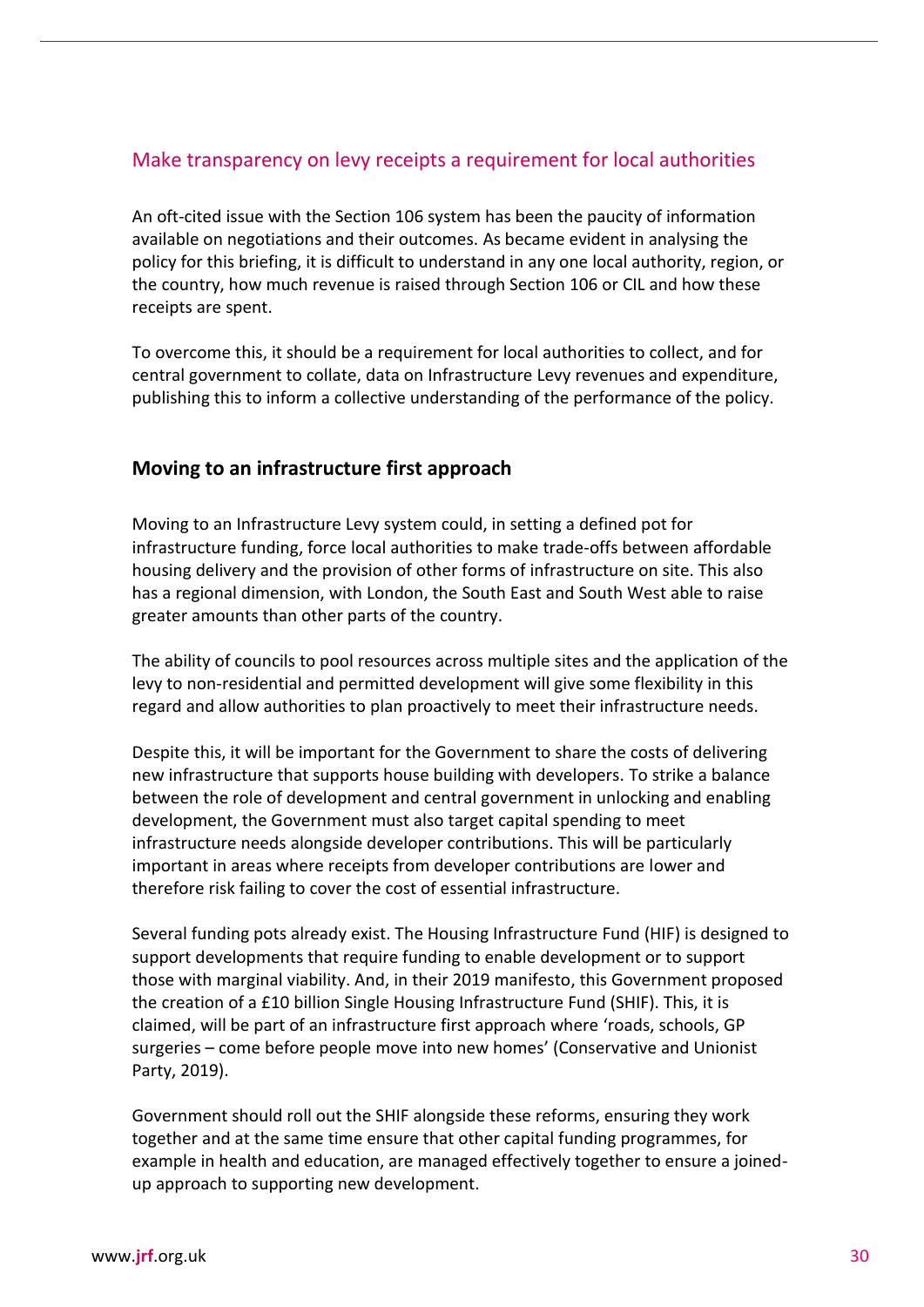### Make transparency on levy receipts a requirement for local authorities

An oft-cited issue with the Section 106 system has been the paucity of information available on negotiations and their outcomes. As became evident in analysing the policy for this briefing, it is difficult to understand in any one local authority, region, or the country, how much revenue is raised through Section 106 or CIL and how these receipts are spent.

To overcome this, it should be a requirement for local authorities to collect, and for central government to collate, data on Infrastructure Levy revenues and expenditure, publishing this to inform a collective understanding of the performance of the policy.

## Moving to an infrastructure first approach

Moving to an Infrastructure Levy system could, in setting a defined pot for infrastructure funding, force local authorities to make trade-offs between affordable housing delivery and the provision of other forms of infrastructure on site. This also has a regional dimension, with London, the South East and South West able to raise greater amounts than other parts of the country.

The ability of councils to pool resources across multiple sites and the application of the levy to non-residential and permitted development will give some flexibility in this regard and allow authorities to plan proactively to meet their infrastructure needs.

Despite this, it will be important for the Government to share the costs of delivering new infrastructure that supports house building with developers. To strike a balance between the role of development and central government in unlocking and enabling development, the Government must also target capital spending to meet infrastructure needs alongside developer contributions. This will be particularly important in areas where receipts from developer contributions are lower and therefore risk failing to cover the cost of essential infrastructure.

Several funding pots already exist. The Housing Infrastructure Fund (HIF) is designed to support developments that require funding to enable development or to support those with marginal viability. And, in their 2019 manifesto, this Government proposed the creation of a £10 billion Single Housing Infrastructure Fund (SHIF). This, it is claimed, will be part of an infrastructure first approach where 'roads, schools, GP surgeries – come before people move into new homes' (Conservative and Unionist Party, 2019).

Government should roll out the SHIF alongside these reforms, ensuring they work together and at the same time ensure that other capital funding programmes, for example in health and education, are managed effectively together to ensure a joined-up approach to supporting new development.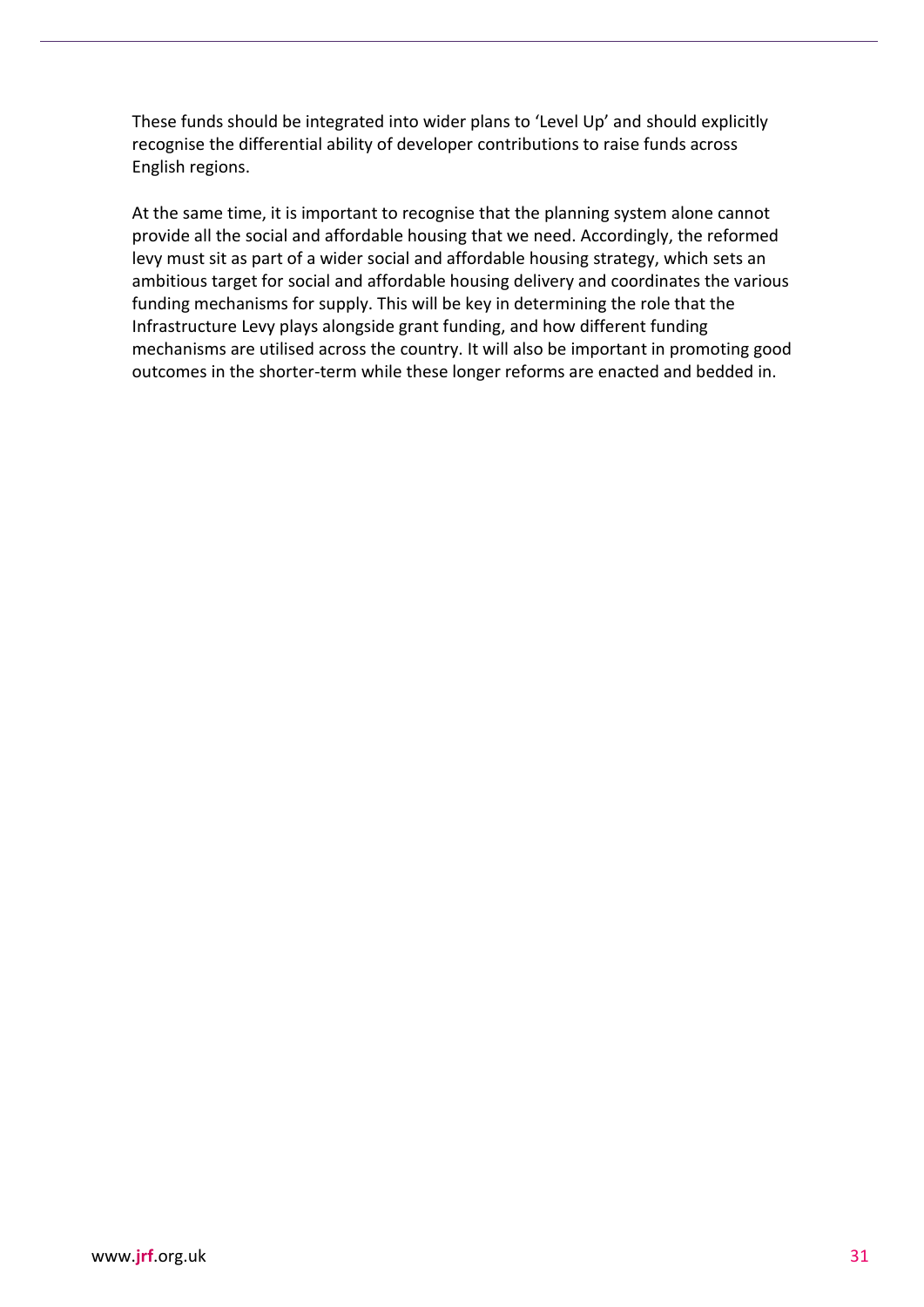These funds should be integrated into wider plans to 'Level Up' and should explicitly recognise the differential ability of developer contributions to raise funds across English regions.

At the same time, it is important to recognise that the planning system alone cannot provide all the social and affordable housing that we need. Accordingly, the reformed levy must sit as part of a wider social and affordable housing strategy, which sets an ambitious target for social and affordable housing delivery and coordinates the various funding mechanisms for supply. This will be key in determining the role that the Infrastructure Levy plays alongside grant funding, and how different funding mechanisms are utilised across the country. It will also be important in promoting good outcomes in the shorter-term while these longer reforms are enacted and bedded in.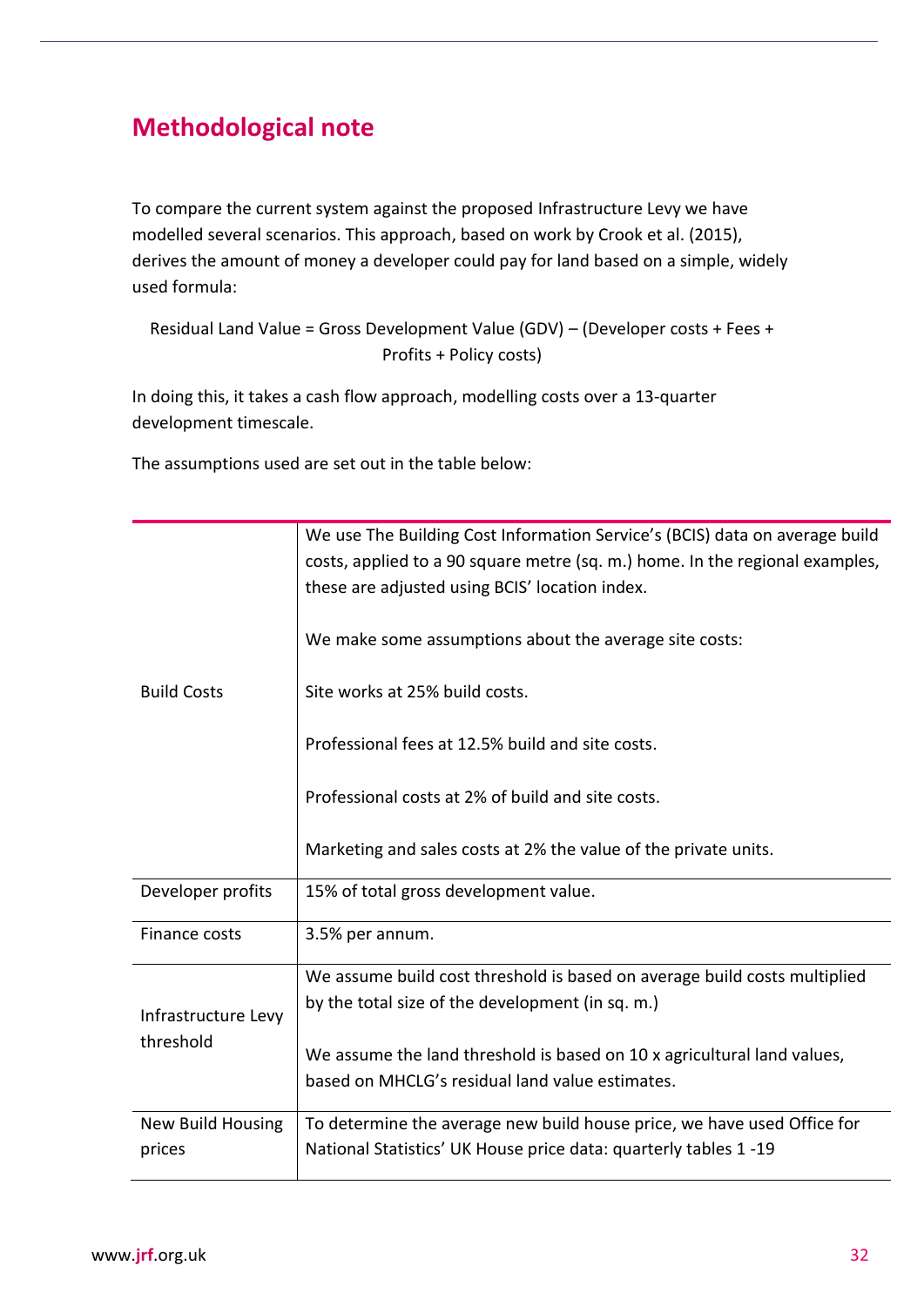## Methodological note

To compare the current system against the proposed Infrastructure Levy we have modelled several scenarios. This approach, based on work by Crook et al. (2015), derives the amount of money a developer could pay for land based on a simple, widely used formula:

Residual Land Value = Gross Development Value (GDV) – (Developer costs + Fees + Profits + Policy costs)

In doing this, it takes a cash flow approach, modelling costs over a 13-quarter development timescale.

The assumptions used are set out in the table below:

| | |
|---|---|
| Build Costs | We use The Building Cost Information Service's (BCIS) data on average build costs, applied to a 90 square metre (sq. m.) home. In the regional examples, these are adjusted using BCIS' location index.<br><br>We make some assumptions about the average site costs:<br><br>Site works at 25% build costs.<br><br>Professional fees at 12.5% build and site costs.<br><br>Professional costs at 2% of build and site costs.<br><br>Marketing and sales costs at 2% the value of the private units. |
| Developer profits | 15% of total gross development value. |
| Finance costs | 3.5% per annum. |
| Infrastructure Levy threshold | We assume build cost threshold is based on average build costs multiplied by the total size of the development (in sq. m.)<br><br>We assume the land threshold is based on 10 x agricultural land values, based on MHCLG's residual land value estimates. |
| New Build Housing prices | To determine the average new build house price, we have used Office for National Statistics' UK House price data: quarterly tables 1 -19 |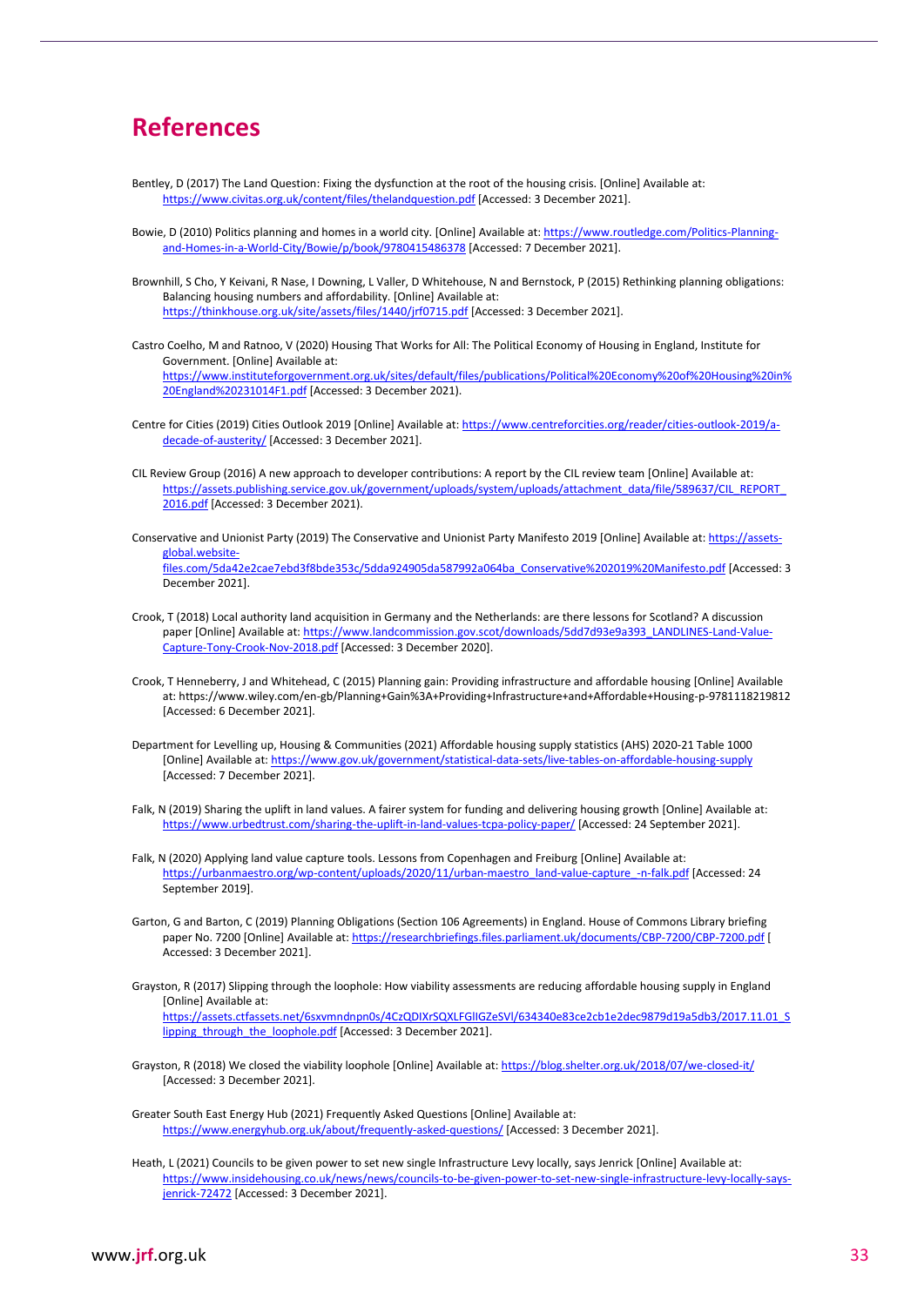# References

Bentley, D (2017) The Land Question: Fixing the dysfunction at the root of the housing crisis. [Online] Available at: https://www.civitas.org.uk/content/files/thelandquestion.pdf [Accessed: 3 December 2021].

Bowie, D (2010) Politics planning and homes in a world city. [Online] Available at: https://www.routledge.com/Politics-Planning-and-Homes-in-a-World-City/Bowie/p/book/9780415486378 [Accessed: 7 December 2021].

Brownhill, S Cho, Y Keivani, R Nase, I Downing, L Valler, D Whitehouse, N and Bernstock, P (2015) Rethinking planning obligations: Balancing housing numbers and affordability. [Online] Available at: https://thinkhouse.org.uk/site/assets/files/1440/jrf0715.pdf [Accessed: 3 December 2021].

Castro Coelho, M and Ratnoo, V (2020) Housing That Works for All: The Political Economy of Housing in England, Institute for Government. [Online] Available at: https://www.instituteforgovernment.org.uk/sites/default/files/publications/Political%20Economy%20of%20Housing%20in%20England%20231014F1.pdf [Accessed: 3 December 2021).

Centre for Cities (2019) Cities Outlook 2019 [Online] Available at: https://www.centreforcities.org/reader/cities-outlook-2019/a-decade-of-austerity/ [Accessed: 3 December 2021].

CIL Review Group (2016) A new approach to developer contributions: A report by the CIL review team [Online] Available at: https://assets.publishing.service.gov.uk/government/uploads/system/uploads/attachment_data/file/589637/CIL_REPORT_2016.pdf [Accessed: 3 December 2021).

Conservative and Unionist Party (2019) The Conservative and Unionist Party Manifesto 2019 [Online] Available at: https://assets-global.website-files.com/5da42e2cae7ebd3f8bde353c/5dda924905da587992a064ba_Conservative%202019%20Manifesto.pdf [Accessed: 3 December 2021].

Crook, T (2018) Local authority land acquisition in Germany and the Netherlands: are there lessons for Scotland? A discussion paper [Online] Available at: https://www.landcommission.gov.scot/downloads/5dd7d93e9a393_LANDLINES-Land-Value-Capture-Tony-Crook-Nov-2018.pdf [Accessed: 3 December 2020].

Crook, T Henneberry, J and Whitehead, C (2015) Planning gain: Providing infrastructure and affordable housing [Online] Available at: https://www.wiley.com/en-gb/Planning+Gain%3A+Providing+Infrastructure+and+Affordable+Housing-p-9781118219812 [Accessed: 6 December 2021].

Department for Levelling up, Housing & Communities (2021) Affordable housing supply statistics (AHS) 2020-21 Table 1000 [Online] Available at: https://www.gov.uk/government/statistical-data-sets/live-tables-on-affordable-housing-supply [Accessed: 7 December 2021].

Falk, N (2019) Sharing the uplift in land values. A fairer system for funding and delivering housing growth [Online] Available at: https://www.urbedtrust.com/sharing-the-uplift-in-land-values-tcpa-policy-paper/ [Accessed: 24 September 2021].

Falk, N (2020) Applying land value capture tools. Lessons from Copenhagen and Freiburg [Online] Available at: https://urbanmaestro.org/wp-content/uploads/2020/11/urban-maestro_land-value-capture_-n-falk.pdf [Accessed: 24 September 2019].

Garton, G and Barton, C (2019) Planning Obligations (Section 106 Agreements) in England. House of Commons Library briefing paper No. 7200 [Online] Available at: https://researchbriefings.files.parliament.uk/documents/CBP-7200/CBP-7200.pdf [ Accessed: 3 December 2021].

Grayston, R (2017) Slipping through the loophole: How viability assessments are reducing affordable housing supply in England [Online] Available at: https://assets.ctfassets.net/6sxvmndnpn0s/4CzQDIXrSQXLFGlIGZeSVl/634340e83ce2cb1e2dec9879d19a5db3/2017.11.01_Slipping_through_the_loophole.pdf [Accessed: 3 December 2021].

Grayston, R (2018) We closed the viability loophole [Online] Available at: https://blog.shelter.org.uk/2018/07/we-closed-it/ [Accessed: 3 December 2021].

Greater South East Energy Hub (2021) Frequently Asked Questions [Online] Available at: https://www.energyhub.org.uk/about/frequently-asked-questions/ [Accessed: 3 December 2021].

Heath, L (2021) Councils to be given power to set new single Infrastructure Levy locally, says Jenrick [Online] Available at: https://www.insidehousing.co.uk/news/news/councils-to-be-given-power-to-set-new-single-infrastructure-levy-locally-says-jenrick-72472 [Accessed: 3 December 2021].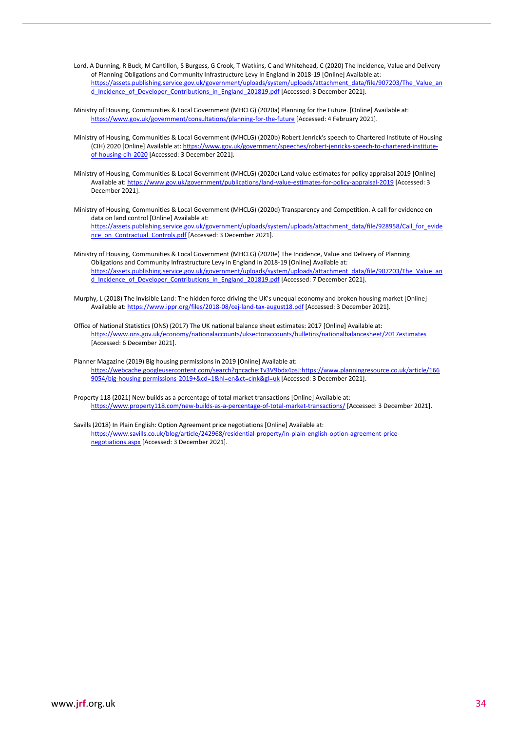Lord, A Dunning, R Buck, M Cantillon, S Burgess, G Crook, T Watkins, C and Whitehead, C (2020) The Incidence, Value and Delivery of Planning Obligations and Community Infrastructure Levy in England in 2018-19 [Online] Available at: https://assets.publishing.service.gov.uk/government/uploads/system/uploads/attachment_data/file/907203/The_Value_and_Incidence_of_Developer_Contributions_in_England_201819.pdf [Accessed: 3 December 2021].

Ministry of Housing, Communities & Local Government (MHCLG) (2020a) Planning for the Future. [Online] Available at: https://www.gov.uk/government/consultations/planning-for-the-future [Accessed: 4 February 2021].

Ministry of Housing, Communities & Local Government (MHCLG) (2020b) Robert Jenrick's speech to Chartered Institute of Housing (CIH) 2020 [Online] Available at: https://www.gov.uk/government/speeches/robert-jenricks-speech-to-chartered-institute-of-housing-cih-2020 [Accessed: 3 December 2021].

Ministry of Housing, Communities & Local Government (MHCLG) (2020c) Land value estimates for policy appraisal 2019 [Online] Available at: https://www.gov.uk/government/publications/land-value-estimates-for-policy-appraisal-2019 [Accessed: 3 December 2021].

Ministry of Housing, Communities & Local Government (MHCLG) (2020d) Transparency and Competition. A call for evidence on data on land control [Online] Available at: https://assets.publishing.service.gov.uk/government/uploads/system/uploads/attachment_data/file/928958/Call_for_evidence_on_Contractual_Controls.pdf [Accessed: 3 December 2021].

Ministry of Housing, Communities & Local Government (MHCLG) (2020e) The Incidence, Value and Delivery of Planning Obligations and Community Infrastructure Levy in England in 2018-19 [Online] Available at: https://assets.publishing.service.gov.uk/government/uploads/system/uploads/attachment_data/file/907203/The_Value_and_Incidence_of_Developer_Contributions_in_England_201819.pdf [Accessed: 7 December 2021].

Murphy, L (2018) The Invisible Land: The hidden force driving the UK's unequal economy and broken housing market [Online] Available at: https://www.ippr.org/files/2018-08/cej-land-tax-august18.pdf [Accessed: 3 December 2021].

Office of National Statistics (ONS) (2017) The UK national balance sheet estimates: 2017 [Online] Available at: https://www.ons.gov.uk/economy/nationalaccounts/uksectoraccounts/bulletins/nationalbalancesheet/2017estimates [Accessed: 6 December 2021].

Planner Magazine (2019) Big housing permissions in 2019 [Online] Available at: https://webcache.googleusercontent.com/search?q=cache:Tv3V9bdx4psJ:https://www.planningresource.co.uk/article/1669054/big-housing-permissions-2019+&cd=1&hl=en&ct=clnk&gl=uk [Accessed: 3 December 2021].

Property 118 (2021) New builds as a percentage of total market transactions [Online] Available at: https://www.property118.com/new-builds-as-a-percentage-of-total-market-transactions/ [Accessed: 3 December 2021].

Savills (2018) In Plain English: Option Agreement price negotiations [Online] Available at: https://www.savills.co.uk/blog/article/242968/residential-property/in-plain-english-option-agreement-price-negotiations.aspx [Accessed: 3 December 2021].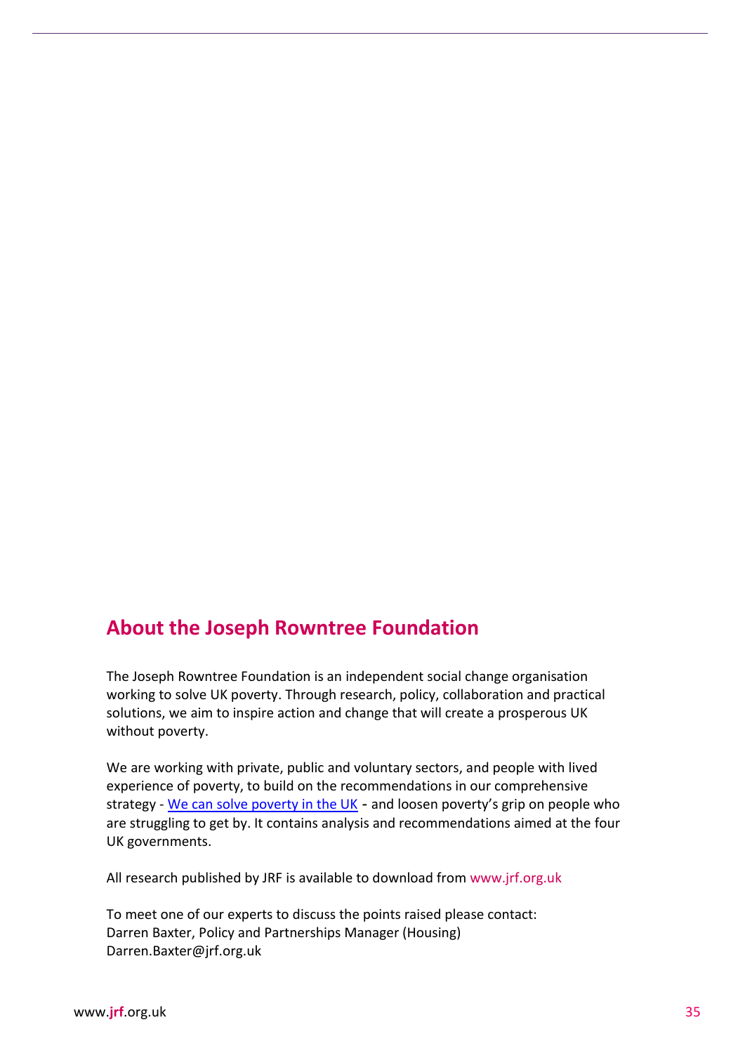## About the Joseph Rowntree Foundation

The Joseph Rowntree Foundation is an independent social change organisation working to solve UK poverty. Through research, policy, collaboration and practical solutions, we aim to inspire action and change that will create a prosperous UK without poverty.

We are working with private, public and voluntary sectors, and people with lived experience of poverty, to build on the recommendations in our comprehensive strategy - We can solve poverty in the UK - and loosen poverty's grip on people who are struggling to get by. It contains analysis and recommendations aimed at the four UK governments.

All research published by JRF is available to download from www.jrf.org.uk

To meet one of our experts to discuss the points raised please contact:
Darren Baxter, Policy and Partnerships Manager (Housing)
Darren.Baxter@jrf.org.uk